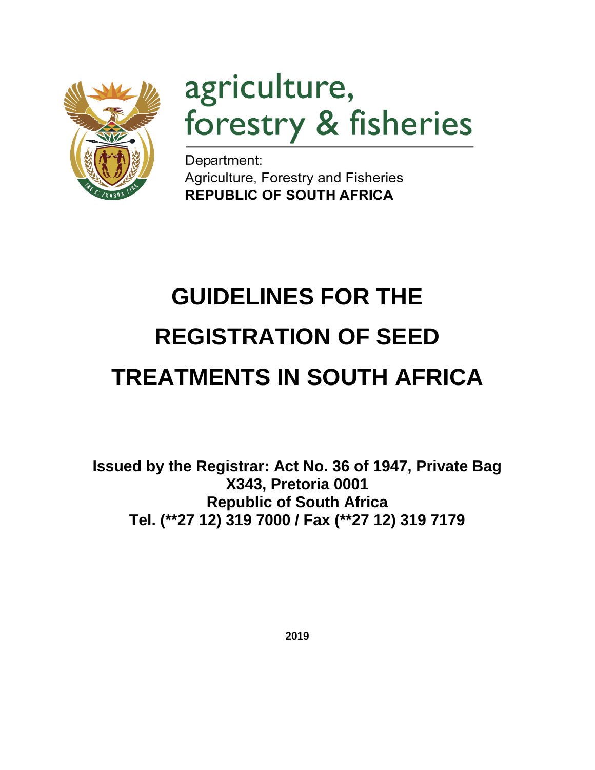agriculture,
forestry & fisheries

Department:
Agriculture, Forestry and Fisheries
**REPUBLIC OF SOUTH AFRICA**

# GUIDELINES FOR THE REGISTRATION OF SEED TREATMENTS IN SOUTH AFRICA

**Issued by the Registrar: Act No. 36 of 1947, Private Bag X343, Pretoria 0001**
**Republic of South Africa**
**Tel. (**27 12) 319 7000 / Fax (**27 12) 319 7179**

**2019**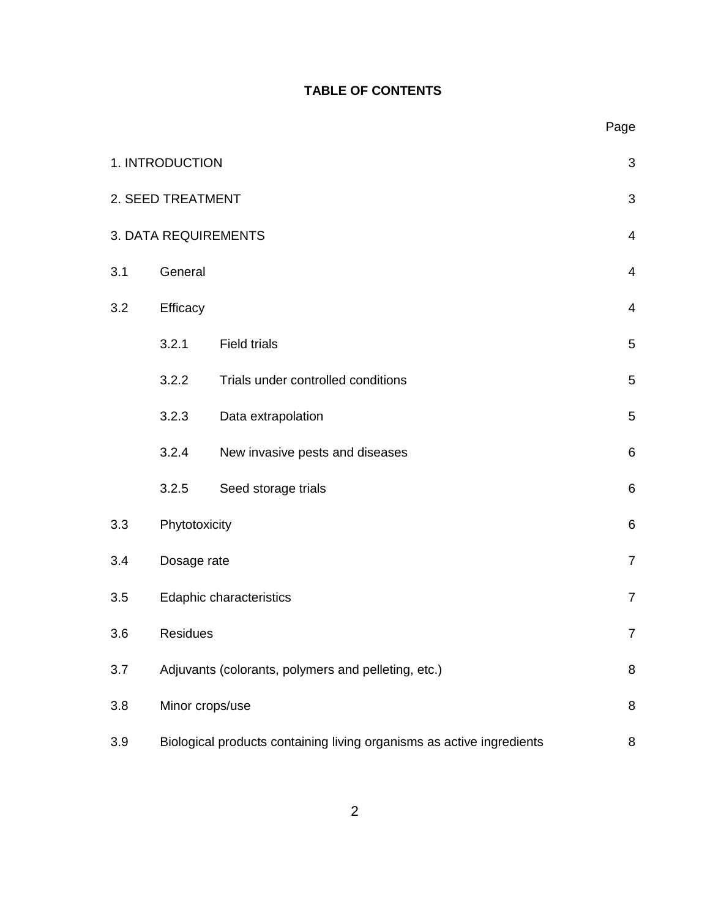**TABLE OF CONTENTS**

| | | | Page |
|---|---|---|---|
| 1. INTRODUCTION | | | 3 |
| 2. SEED TREATMENT | | | 3 |
| 3. DATA REQUIREMENTS | | | 4 |
| 3.1 | General | | 4 |
| 3.2 | Efficacy | | 4 |
| | 3.2.1 | Field trials | 5 |
| | 3.2.2 | Trials under controlled conditions | 5 |
| | 3.2.3 | Data extrapolation | 5 |
| | 3.2.4 | New invasive pests and diseases | 6 |
| | 3.2.5 | Seed storage trials | 6 |
| 3.3 | Phytotoxicity | | 6 |
| 3.4 | Dosage rate | | 7 |
| 3.5 | Edaphic characteristics | | 7 |
| 3.6 | Residues | | 7 |
| 3.7 | Adjuvants (colorants, polymers and pelleting, etc.) | | 8 |
| 3.8 | Minor crops/use | | 8 |
| 3.9 | Biological products containing living organisms as active ingredients | | 8 |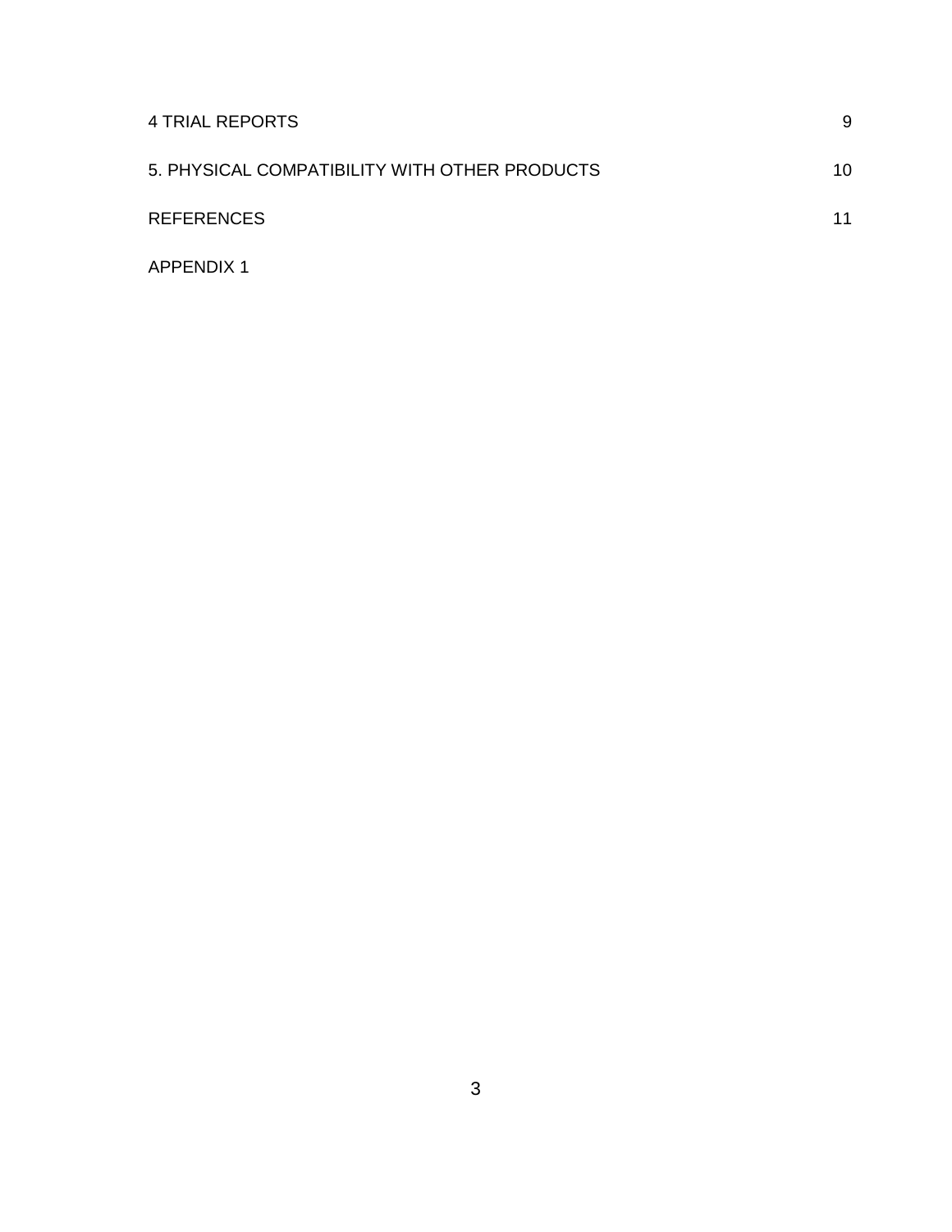| | |
|---|---|
| 4 TRIAL REPORTS | 9 |
| 5. PHYSICAL COMPATIBILITY WITH OTHER PRODUCTS | 10 |
| REFERENCES | 11 |
| APPENDIX 1 | |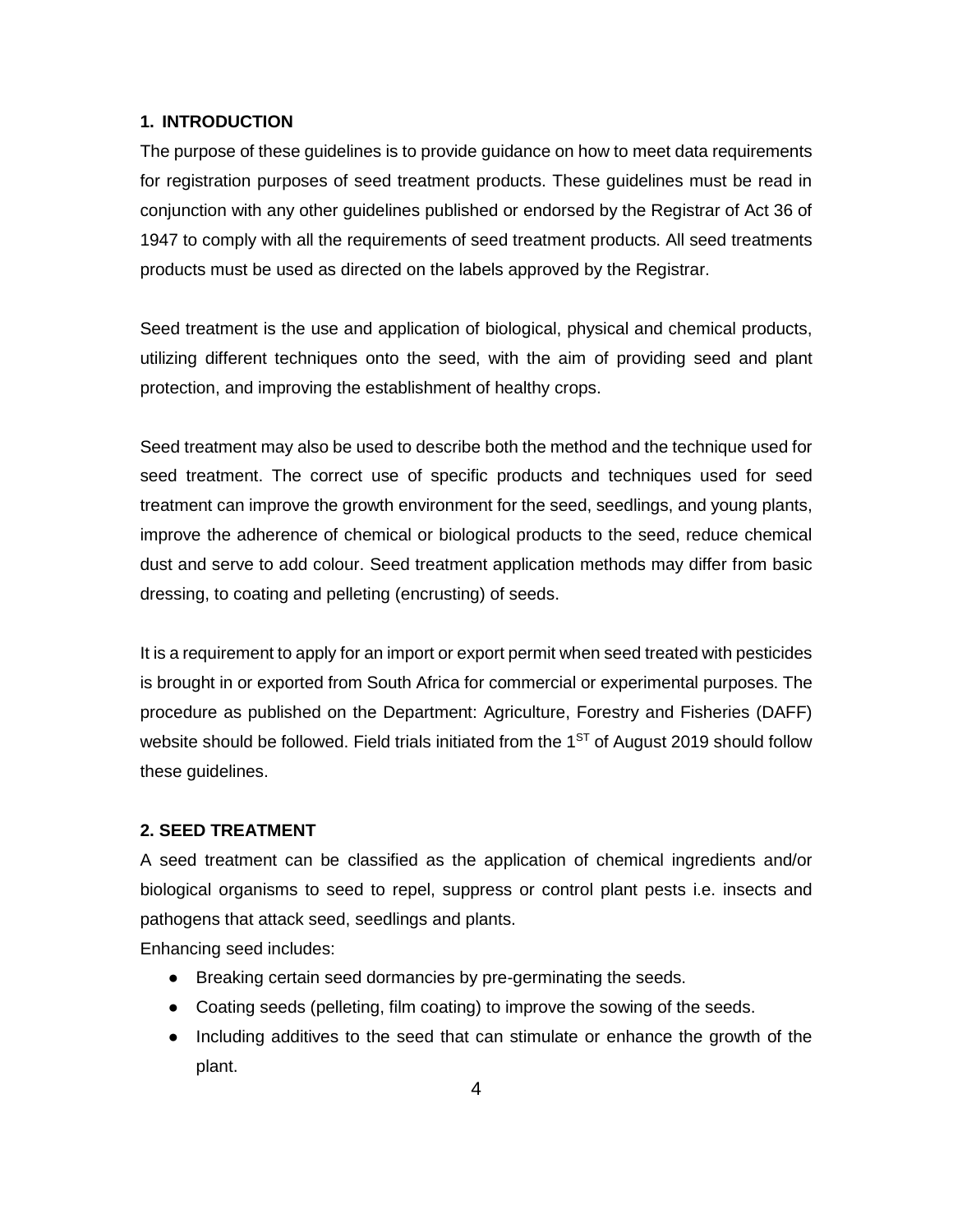## 1. INTRODUCTION

The purpose of these guidelines is to provide guidance on how to meet data requirements for registration purposes of seed treatment products. These guidelines must be read in conjunction with any other guidelines published or endorsed by the Registrar of Act 36 of 1947 to comply with all the requirements of seed treatment products. All seed treatments products must be used as directed on the labels approved by the Registrar.

Seed treatment is the use and application of biological, physical and chemical products, utilizing different techniques onto the seed, with the aim of providing seed and plant protection, and improving the establishment of healthy crops.

Seed treatment may also be used to describe both the method and the technique used for seed treatment. The correct use of specific products and techniques used for seed treatment can improve the growth environment for the seed, seedlings, and young plants, improve the adherence of chemical or biological products to the seed, reduce chemical dust and serve to add colour. Seed treatment application methods may differ from basic dressing, to coating and pelleting (encrusting) of seeds.

It is a requirement to apply for an import or export permit when seed treated with pesticides is brought in or exported from South Africa for commercial or experimental purposes. The procedure as published on the Department: Agriculture, Forestry and Fisheries (DAFF) website should be followed. Field trials initiated from the 1$^{ST}$ of August 2019 should follow these guidelines.

## 2. SEED TREATMENT

A seed treatment can be classified as the application of chemical ingredients and/or biological organisms to seed to repel, suppress or control plant pests i.e. insects and pathogens that attack seed, seedlings and plants.

Enhancing seed includes:

- Breaking certain seed dormancies by pre-germinating the seeds.
- Coating seeds (pelleting, film coating) to improve the sowing of the seeds.
- Including additives to the seed that can stimulate or enhance the growth of the plant.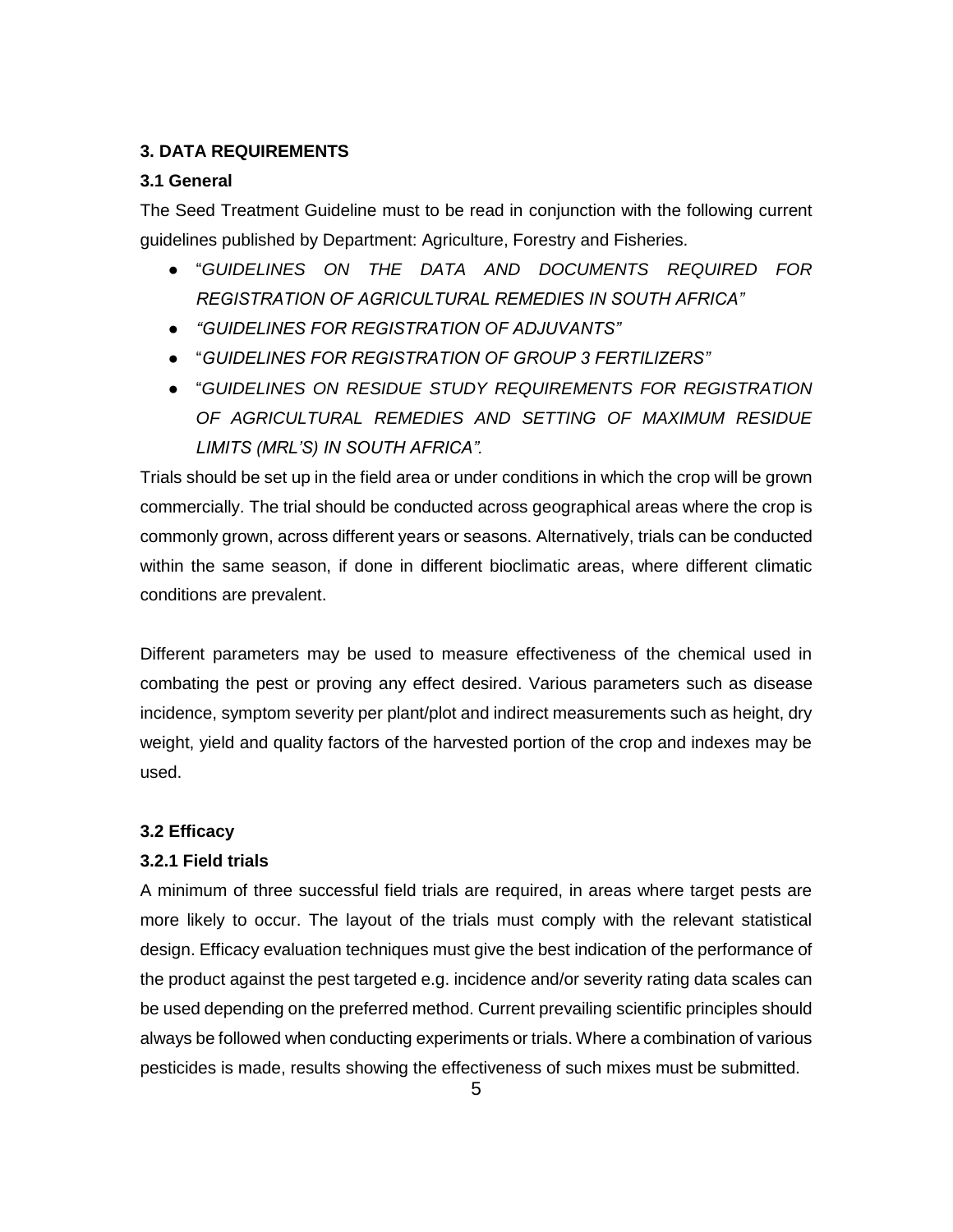## 3. DATA REQUIREMENTS

### 3.1 General

The Seed Treatment Guideline must to be read in conjunction with the following current guidelines published by Department: Agriculture, Forestry and Fisheries.

- "*GUIDELINES ON THE DATA AND DOCUMENTS REQUIRED FOR REGISTRATION OF AGRICULTURAL REMEDIES IN SOUTH AFRICA"*
- *"GUIDELINES FOR REGISTRATION OF ADJUVANTS"*
- "*GUIDELINES FOR REGISTRATION OF GROUP 3 FERTILIZERS"*
- "*GUIDELINES ON RESIDUE STUDY REQUIREMENTS FOR REGISTRATION OF AGRICULTURAL REMEDIES AND SETTING OF MAXIMUM RESIDUE LIMITS (MRL'S) IN SOUTH AFRICA".*

Trials should be set up in the field area or under conditions in which the crop will be grown commercially. The trial should be conducted across geographical areas where the crop is commonly grown, across different years or seasons. Alternatively, trials can be conducted within the same season, if done in different bioclimatic areas, where different climatic conditions are prevalent.

Different parameters may be used to measure effectiveness of the chemical used in combating the pest or proving any effect desired. Various parameters such as disease incidence, symptom severity per plant/plot and indirect measurements such as height, dry weight, yield and quality factors of the harvested portion of the crop and indexes may be used.

### 3.2 Efficacy

#### 3.2.1 Field trials

A minimum of three successful field trials are required, in areas where target pests are more likely to occur. The layout of the trials must comply with the relevant statistical design. Efficacy evaluation techniques must give the best indication of the performance of the product against the pest targeted e.g. incidence and/or severity rating data scales can be used depending on the preferred method. Current prevailing scientific principles should always be followed when conducting experiments or trials. Where a combination of various pesticides is made, results showing the effectiveness of such mixes must be submitted.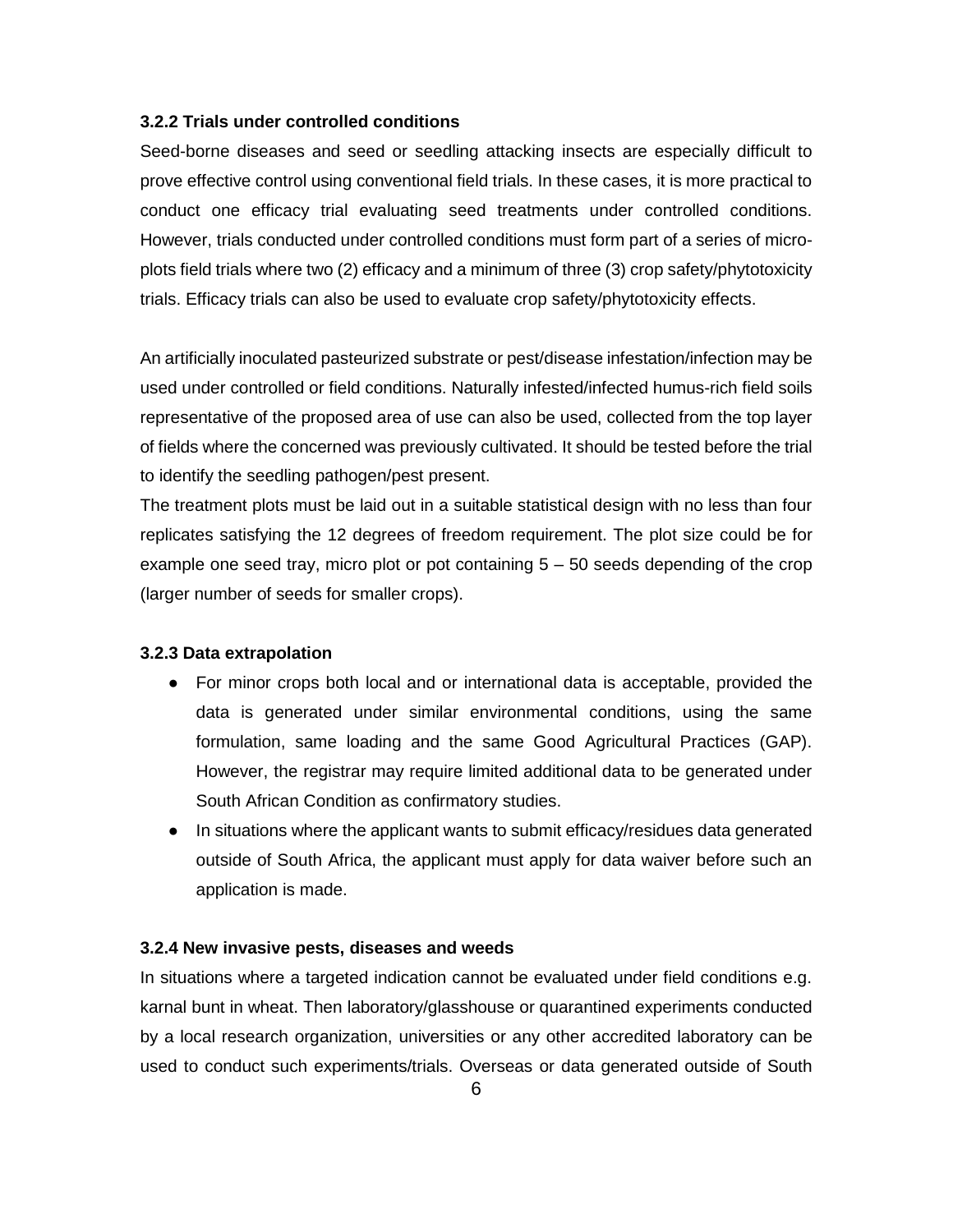### 3.2.2 Trials under controlled conditions

Seed-borne diseases and seed or seedling attacking insects are especially difficult to prove effective control using conventional field trials. In these cases, it is more practical to conduct one efficacy trial evaluating seed treatments under controlled conditions. However, trials conducted under controlled conditions must form part of a series of micro-plots field trials where two (2) efficacy and a minimum of three (3) crop safety/phytotoxicity trials. Efficacy trials can also be used to evaluate crop safety/phytotoxicity effects.

An artificially inoculated pasteurized substrate or pest/disease infestation/infection may be used under controlled or field conditions. Naturally infested/infected humus-rich field soils representative of the proposed area of use can also be used, collected from the top layer of fields where the concerned was previously cultivated. It should be tested before the trial to identify the seedling pathogen/pest present.

The treatment plots must be laid out in a suitable statistical design with no less than four replicates satisfying the 12 degrees of freedom requirement. The plot size could be for example one seed tray, micro plot or pot containing 5 – 50 seeds depending of the crop (larger number of seeds for smaller crops).

### 3.2.3 Data extrapolation

- For minor crops both local and or international data is acceptable, provided the data is generated under similar environmental conditions, using the same formulation, same loading and the same Good Agricultural Practices (GAP). However, the registrar may require limited additional data to be generated under South African Condition as confirmatory studies.
- In situations where the applicant wants to submit efficacy/residues data generated outside of South Africa, the applicant must apply for data waiver before such an application is made.

### 3.2.4 New invasive pests, diseases and weeds

In situations where a targeted indication cannot be evaluated under field conditions e.g. karnal bunt in wheat. Then laboratory/glasshouse or quarantined experiments conducted by a local research organization, universities or any other accredited laboratory can be used to conduct such experiments/trials. Overseas or data generated outside of South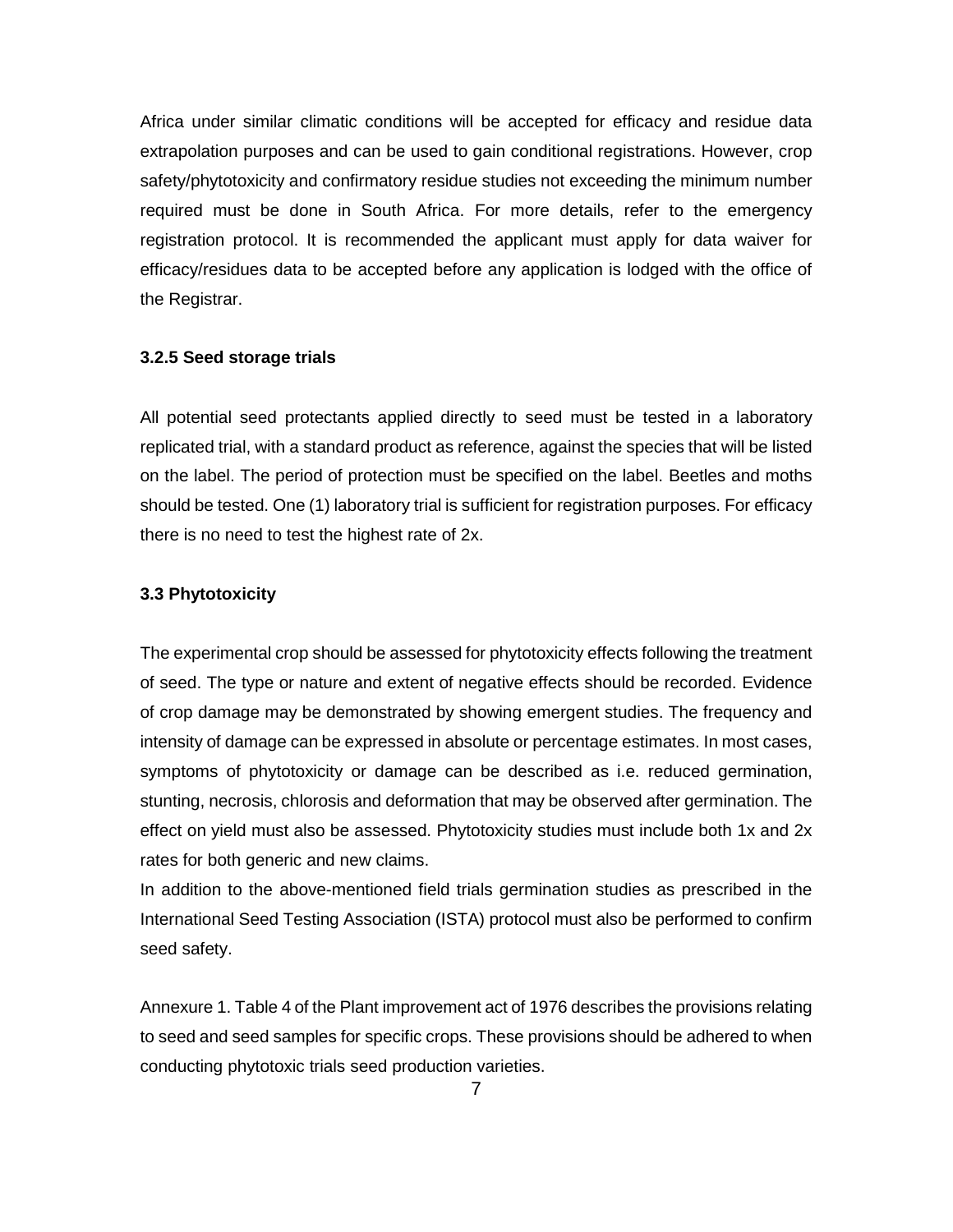Africa under similar climatic conditions will be accepted for efficacy and residue data extrapolation purposes and can be used to gain conditional registrations. However, crop safety/phytotoxicity and confirmatory residue studies not exceeding the minimum number required must be done in South Africa. For more details, refer to the emergency registration protocol. It is recommended the applicant must apply for data waiver for efficacy/residues data to be accepted before any application is lodged with the office of the Registrar.

### 3.2.5 Seed storage trials

All potential seed protectants applied directly to seed must be tested in a laboratory replicated trial, with a standard product as reference, against the species that will be listed on the label. The period of protection must be specified on the label. Beetles and moths should be tested. One (1) laboratory trial is sufficient for registration purposes. For efficacy there is no need to test the highest rate of 2x.

## 3.3 Phytotoxicity

The experimental crop should be assessed for phytotoxicity effects following the treatment of seed. The type or nature and extent of negative effects should be recorded. Evidence of crop damage may be demonstrated by showing emergent studies. The frequency and intensity of damage can be expressed in absolute or percentage estimates. In most cases, symptoms of phytotoxicity or damage can be described as i.e. reduced germination, stunting, necrosis, chlorosis and deformation that may be observed after germination. The effect on yield must also be assessed. Phytotoxicity studies must include both 1x and 2x rates for both generic and new claims.
In addition to the above-mentioned field trials germination studies as prescribed in the International Seed Testing Association (ISTA) protocol must also be performed to confirm seed safety.

Annexure 1. Table 4 of the Plant improvement act of 1976 describes the provisions relating to seed and seed samples for specific crops. These provisions should be adhered to when conducting phytotoxic trials seed production varieties.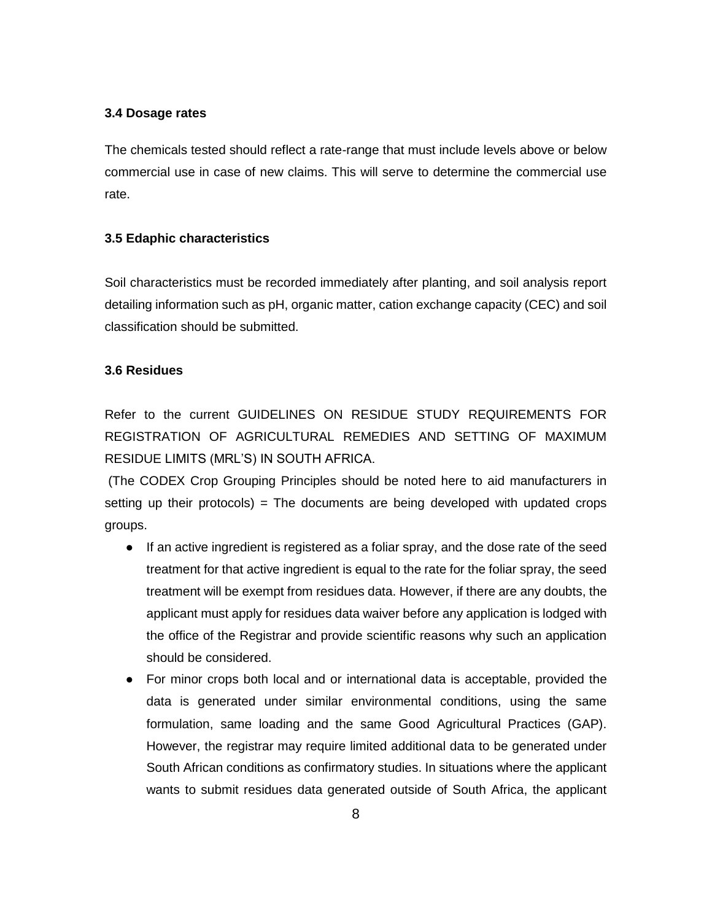### 3.4 Dosage rates

The chemicals tested should reflect a rate-range that must include levels above or below commercial use in case of new claims. This will serve to determine the commercial use rate.

### 3.5 Edaphic characteristics

Soil characteristics must be recorded immediately after planting, and soil analysis report detailing information such as pH, organic matter, cation exchange capacity (CEC) and soil classification should be submitted.

### 3.6 Residues

Refer to the current GUIDELINES ON RESIDUE STUDY REQUIREMENTS FOR REGISTRATION OF AGRICULTURAL REMEDIES AND SETTING OF MAXIMUM RESIDUE LIMITS (MRL'S) IN SOUTH AFRICA.

(The CODEX Crop Grouping Principles should be noted here to aid manufacturers in setting up their protocols) = The documents are being developed with updated crops groups.

- If an active ingredient is registered as a foliar spray, and the dose rate of the seed treatment for that active ingredient is equal to the rate for the foliar spray, the seed treatment will be exempt from residues data. However, if there are any doubts, the applicant must apply for residues data waiver before any application is lodged with the office of the Registrar and provide scientific reasons why such an application should be considered.
- For minor crops both local and or international data is acceptable, provided the data is generated under similar environmental conditions, using the same formulation, same loading and the same Good Agricultural Practices (GAP). However, the registrar may require limited additional data to be generated under South African conditions as confirmatory studies. In situations where the applicant wants to submit residues data generated outside of South Africa, the applicant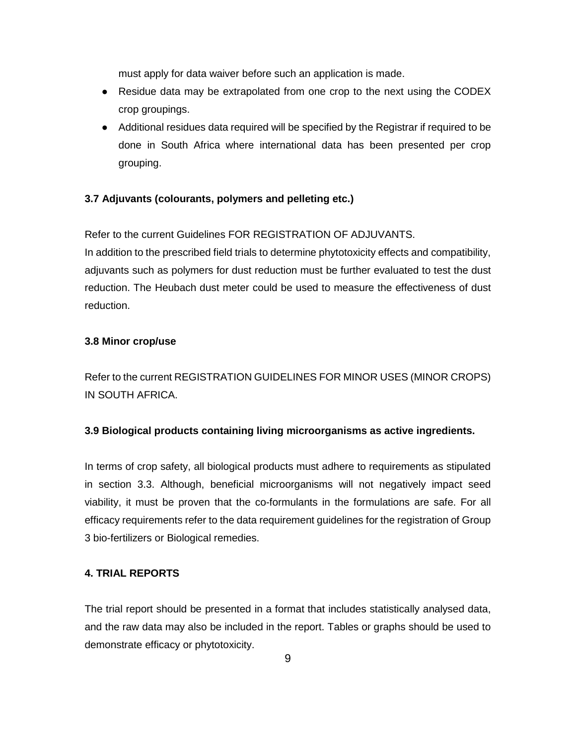must apply for data waiver before such an application is made.

- Residue data may be extrapolated from one crop to the next using the CODEX crop groupings.
- Additional residues data required will be specified by the Registrar if required to be done in South Africa where international data has been presented per crop grouping.

### 3.7 Adjuvants (colourants, polymers and pelleting etc.)

Refer to the current Guidelines FOR REGISTRATION OF ADJUVANTS.
In addition to the prescribed field trials to determine phytotoxicity effects and compatibility, adjuvants such as polymers for dust reduction must be further evaluated to test the dust reduction. The Heubach dust meter could be used to measure the effectiveness of dust reduction.

### 3.8 Minor crop/use

Refer to the current REGISTRATION GUIDELINES FOR MINOR USES (MINOR CROPS) IN SOUTH AFRICA.

### 3.9 Biological products containing living microorganisms as active ingredients.

In terms of crop safety, all biological products must adhere to requirements as stipulated in section 3.3. Although, beneficial microorganisms will not negatively impact seed viability, it must be proven that the co-formulants in the formulations are safe. For all efficacy requirements refer to the data requirement guidelines for the registration of Group 3 bio-fertilizers or Biological remedies.

## 4. TRIAL REPORTS

The trial report should be presented in a format that includes statistically analysed data, and the raw data may also be included in the report. Tables or graphs should be used to demonstrate efficacy or phytotoxicity.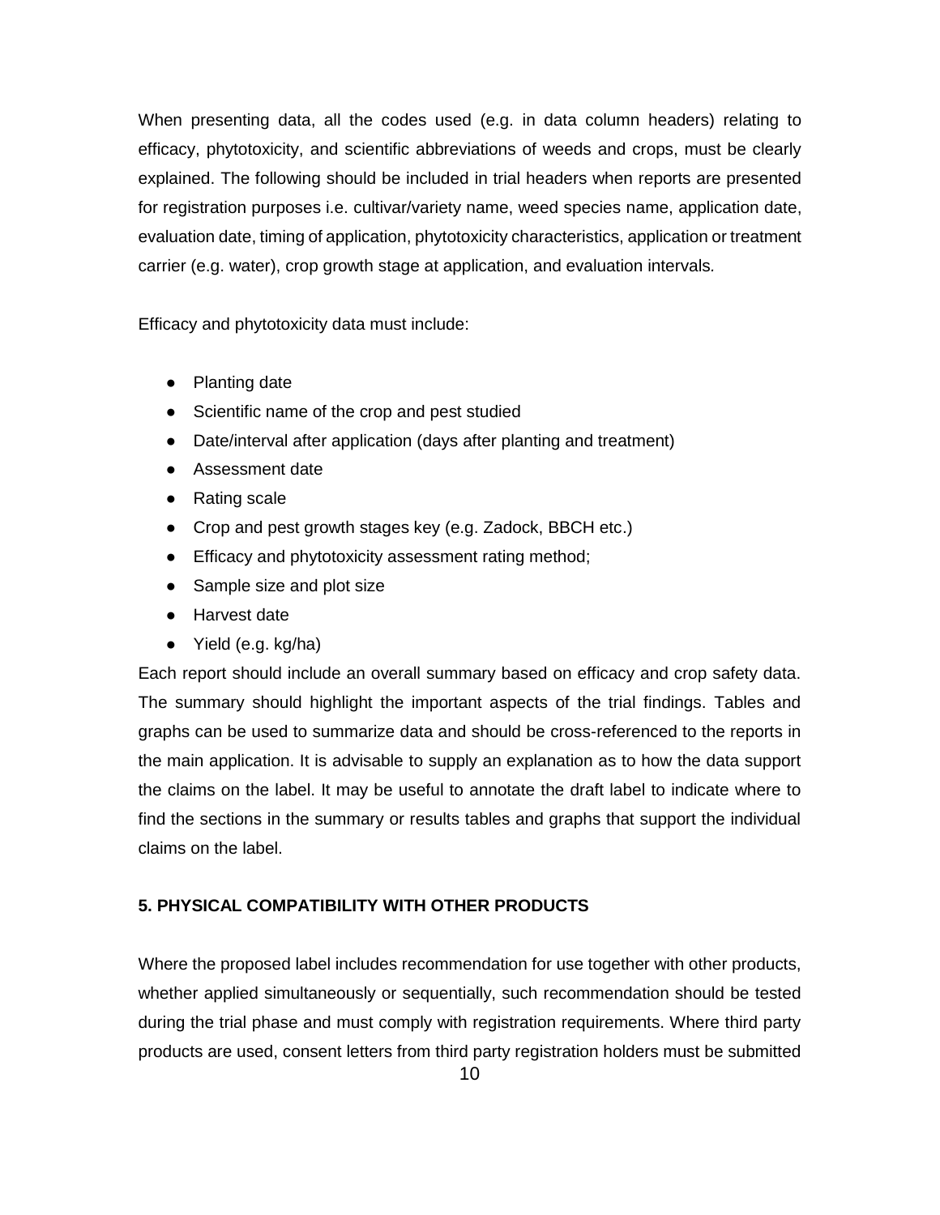When presenting data, all the codes used (e.g. in data column headers) relating to efficacy, phytotoxicity, and scientific abbreviations of weeds and crops, must be clearly explained. The following should be included in trial headers when reports are presented for registration purposes i.e. cultivar/variety name, weed species name, application date, evaluation date, timing of application, phytotoxicity characteristics, application or treatment carrier (e.g. water), crop growth stage at application, and evaluation intervals.

Efficacy and phytotoxicity data must include:

- Planting date
- Scientific name of the crop and pest studied
- Date/interval after application (days after planting and treatment)
- Assessment date
- Rating scale
- Crop and pest growth stages key (e.g. Zadock, BBCH etc.)
- Efficacy and phytotoxicity assessment rating method;
- Sample size and plot size
- Harvest date
- Yield (e.g. kg/ha)

Each report should include an overall summary based on efficacy and crop safety data. The summary should highlight the important aspects of the trial findings. Tables and graphs can be used to summarize data and should be cross-referenced to the reports in the main application. It is advisable to supply an explanation as to how the data support the claims on the label. It may be useful to annotate the draft label to indicate where to find the sections in the summary or results tables and graphs that support the individual claims on the label.

## 5. PHYSICAL COMPATIBILITY WITH OTHER PRODUCTS

Where the proposed label includes recommendation for use together with other products, whether applied simultaneously or sequentially, such recommendation should be tested during the trial phase and must comply with registration requirements. Where third party products are used, consent letters from third party registration holders must be submitted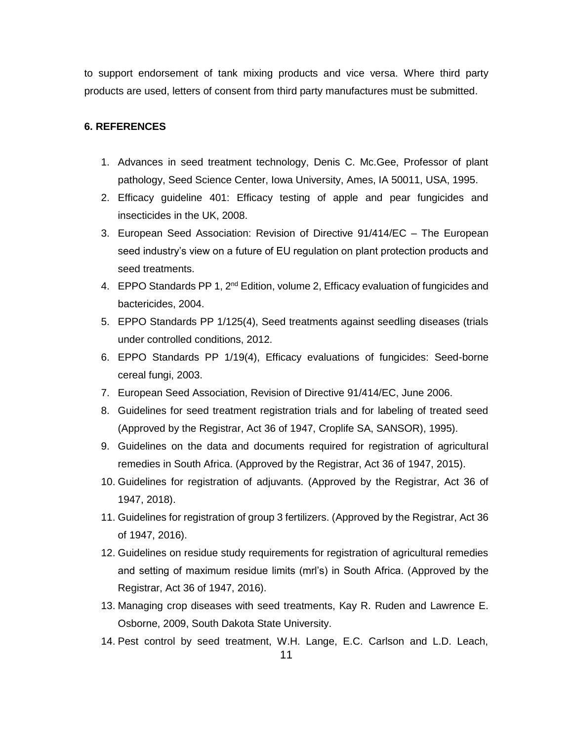to support endorsement of tank mixing products and vice versa. Where third party products are used, letters of consent from third party manufactures must be submitted.

## 6. REFERENCES

1. Advances in seed treatment technology, Denis C. Mc.Gee, Professor of plant pathology, Seed Science Center, Iowa University, Ames, IA 50011, USA, 1995.
2. Efficacy guideline 401: Efficacy testing of apple and pear fungicides and insecticides in the UK, 2008.
3. European Seed Association: Revision of Directive 91/414/EC – The European seed industry's view on a future of EU regulation on plant protection products and seed treatments.
4. EPPO Standards PP 1, 2nd Edition, volume 2, Efficacy evaluation of fungicides and bactericides, 2004.
5. EPPO Standards PP 1/125(4), Seed treatments against seedling diseases (trials under controlled conditions, 2012.
6. EPPO Standards PP 1/19(4), Efficacy evaluations of fungicides: Seed-borne cereal fungi, 2003.
7. European Seed Association, Revision of Directive 91/414/EC, June 2006.
8. Guidelines for seed treatment registration trials and for labeling of treated seed (Approved by the Registrar, Act 36 of 1947, Croplife SA, SANSOR), 1995).
9. Guidelines on the data and documents required for registration of agricultural remedies in South Africa. (Approved by the Registrar, Act 36 of 1947, 2015).
10. Guidelines for registration of adjuvants. (Approved by the Registrar, Act 36 of 1947, 2018).
11. Guidelines for registration of group 3 fertilizers. (Approved by the Registrar, Act 36 of 1947, 2016).
12. Guidelines on residue study requirements for registration of agricultural remedies and setting of maximum residue limits (mrl's) in South Africa. (Approved by the Registrar, Act 36 of 1947, 2016).
13. Managing crop diseases with seed treatments, Kay R. Ruden and Lawrence E. Osborne, 2009, South Dakota State University.
14. Pest control by seed treatment, W.H. Lange, E.C. Carlson and L.D. Leach,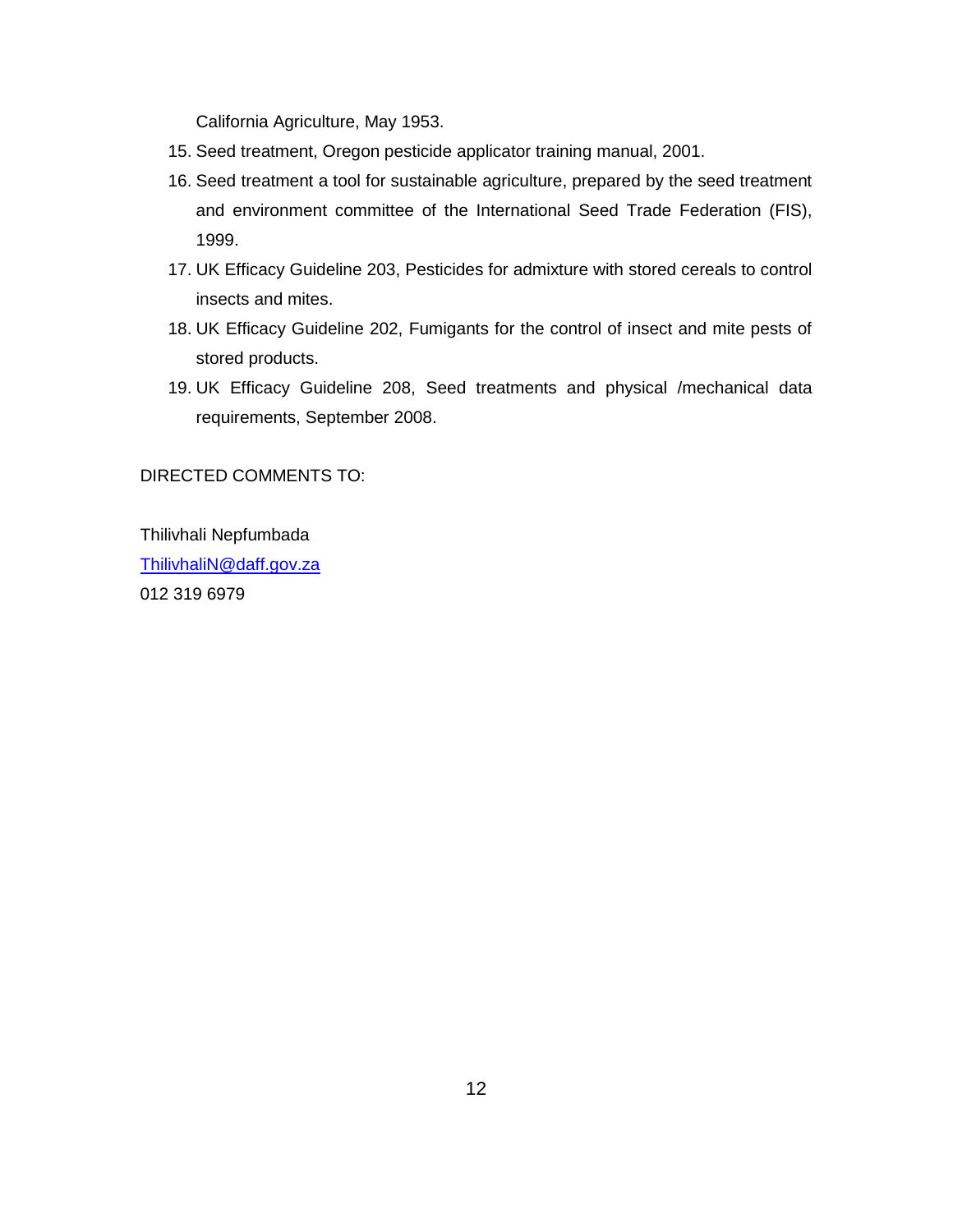California Agriculture, May 1953.

15. Seed treatment, Oregon pesticide applicator training manual, 2001.
16. Seed treatment a tool for sustainable agriculture, prepared by the seed treatment and environment committee of the International Seed Trade Federation (FIS), 1999.
17. UK Efficacy Guideline 203, Pesticides for admixture with stored cereals to control insects and mites.
18. UK Efficacy Guideline 202, Fumigants for the control of insect and mite pests of stored products.
19. UK Efficacy Guideline 208, Seed treatments and physical /mechanical data requirements, September 2008.

DIRECTED COMMENTS TO:

Thilivhali Nepfumbada
ThilivhaliN@daff.gov.za
012 319 6979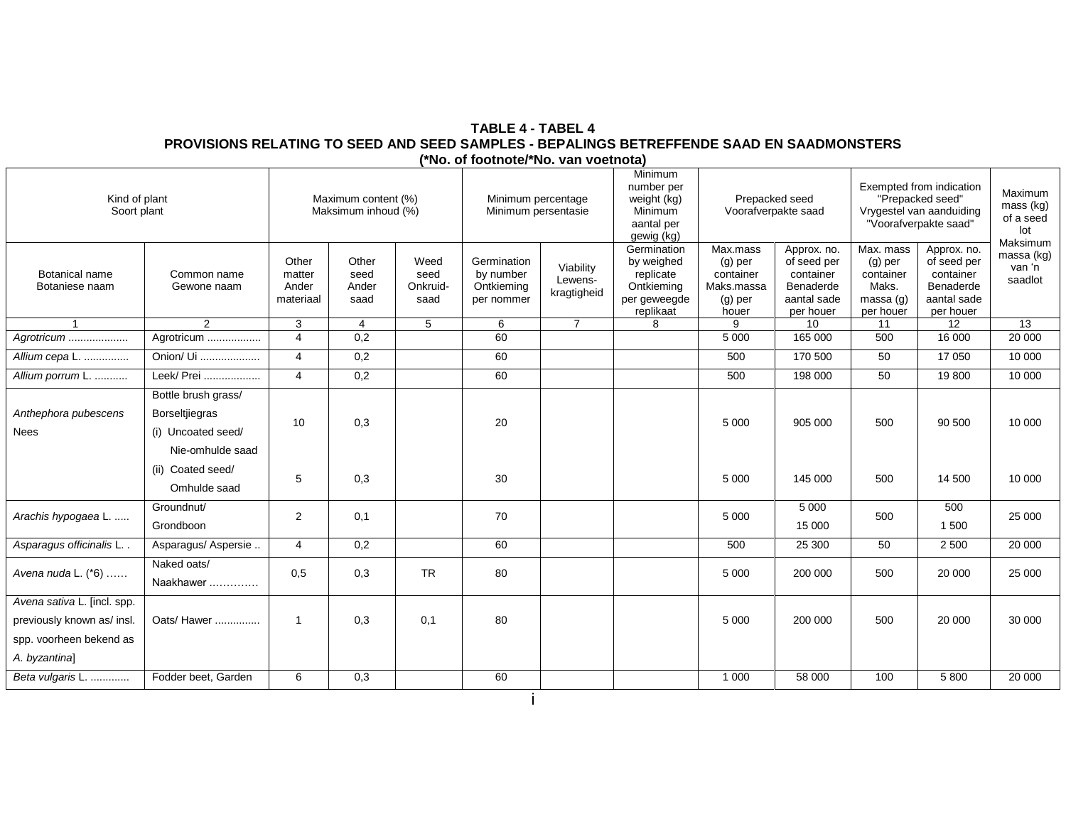**TABLE 4 - TABEL 4**
**PROVISIONS RELATING TO SEED AND SEED SAMPLES - BEPALINGS BETREFFENDE SAAD EN SAADMONSTERS**
**(*No. of footnote/*No. van voetnota)**

| Kind of plant Soort plant | | Maximum content (%) Maksimum inhoud (%) | | | Minimum percentage Minimum persentasie | | Minimum number per weight (kg) Minimum aantal per gewig (kg) | Prepacked seed Voorafverpakte saad | | Exempted from indication "Prepacked seed" Vrygestel van aanduiding "Voorafverpakte saad" | | Maximum mass (kg) of a seed lot Maksimum massa (kg) van 'n saadlot |
|---|---|---|---|---|---|---|---|---|---|---|---|---|
| Botanical name Botaniese naam | Common name Gewone naam | Other matter Ander materiaal | Other seed Ander saad | Weed seed Onkruid-saad | Germination by number Ontkieming per nommer | Viability Lewens-kragtigheid | Germination by weighed replicate Ontkieming per geweegde replikaat | Max.mass (g) per container Maks.massa (g) per houer | Approx. no. of seed per container Benaderde aantal sade per houer | Max. mass (g) per container Maks. massa (g) per houer | Approx. no. of seed per container Benaderde aantal sade per houer | |
| 1 | 2 | 3 | 4 | 5 | 6 | 7 | 8 | 9 | 10 | 11 | 12 | 13 |
| *Agrotricum* .................... | Agrotricum ................. | 4 | 0,2 | | 60 | | | 5 000 | 165 000 | 500 | 16 000 | 20 000 |
| *Allium cepa* L. ............... | Onion/ Ui .................... | 4 | 0,2 | | 60 | | | 500 | 170 500 | 50 | 17 050 | 10 000 |
| *Allium porrum* L. ........... | Leek/ Prei ................... | 4 | 0,2 | | 60 | | | 500 | 198 000 | 50 | 19 800 | 10 000 |
| *Anthephora pubescens* Nees | Bottle brush grass/ Borseltjiegras (i) Uncoated seed/ Nie-omhulde saad | 10 | 0,3 | | 20 | | | 5 000 | 905 000 | 500 | 90 500 | 10 000 |
| | (ii) Coated seed/ Omhulde saad | 5 | 0,3 | | 30 | | | 5 000 | 145 000 | 500 | 14 500 | 10 000 |
| *Arachis hypogaea* L. ..... | Groundnut/ Grondboon | 2 | 0,1 | | 70 | | | 5 000 | 5 000 15 000 | 500 | 500 1 500 | 25 000 |
| *Asparagus officinalis* L. . | Asparagus/ Aspersie .. | 4 | 0,2 | | 60 | | | 500 | 25 300 | 50 | 2 500 | 20 000 |
| *Avena nuda* L. (*6) …… | Naked oats/ Naakhawer …………. | 0,5 | 0,3 | TR | 80 | | | 5 000 | 200 000 | 500 | 20 000 | 25 000 |
| *Avena sativa* L. [incl. spp. previously known as/ insl. spp. voorheen bekend as *A. byzantina*] | Oats/ Hawer .............. | 1 | 0,3 | 0,1 | 80 | | | 5 000 | 200 000 | 500 | 20 000 | 30 000 |
| *Beta vulgaris* L. ............ | Fodder beet, Garden | 6 | 0,3 | | 60 | | | 1 000 | 58 000 | 100 | 5 800 | 20 000 |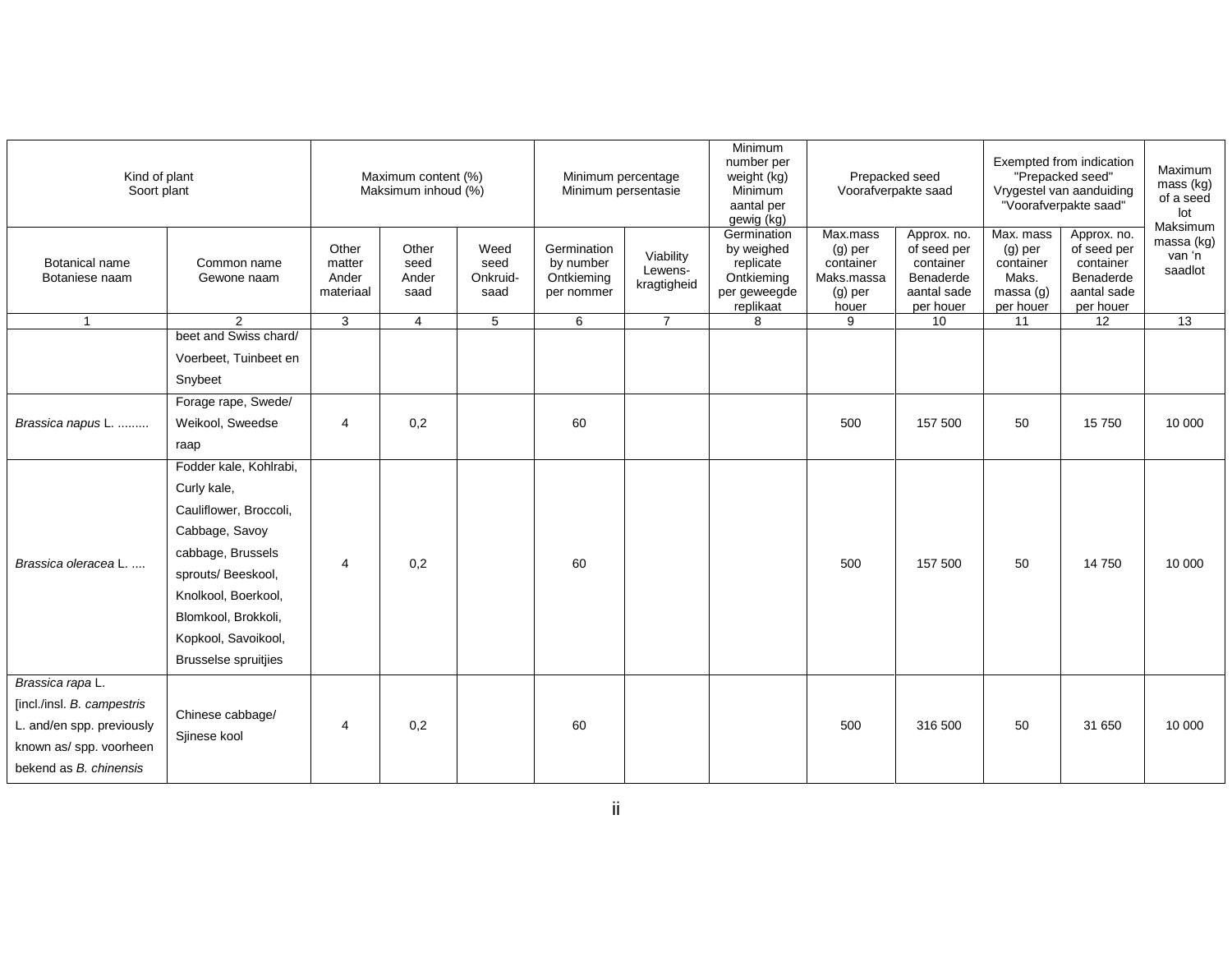| Kind of plant Soort plant | | Maximum content (%) Maksimum inhoud (%) | | | Minimum percentage Minimum persentasie | | Minimum number per weight (kg) Minimum aantal per gewig (kg) | Prepacked seed Voorafverpakte saad | | Exempted from indication "Prepacked seed" Vrygestel van aanduiding "Voorafverpakte saad" | | Maximum mass (kg) of a seed lot Maksimum massa (kg) van 'n saadlot |
|---|---|---|---|---|---|---|---|---|---|---|---|---|
| Botanical name Botaniese naam | Common name Gewone naam | Other matter Ander materiaal | Other seed Ander saad | Weed seed Onkruid-saad | Germination by number Ontkieming per nommer | Viability Lewens-kragtigheid | Germination by weighed replicate Ontkieming per geweegde replikaat | Max.mass (g) per container Maks.massa (g) per houer | Approx. no. of seed per container Benaderde aantal sade per houer | Max. mass (g) per container Maks. massa (g) per houer | Approx. no. of seed per container Benaderde aantal sade per houer | |
| 1 | 2 | 3 | 4 | 5 | 6 | 7 | 8 | 9 | 10 | 11 | 12 | 13 |
| | beet and Swiss chard/ Voerbeet, Tuinbeet en Snybeet | | | | | | | | | | | |
| *Brassica napus* L. ......... | Forage rape, Swede/ Weikool, Sweedse raap | 4 | 0,2 | | 60 | | | 500 | 157 500 | 50 | 15 750 | 10 000 |
| *Brassica oleracea* L. .... | Fodder kale, Kohlrabi, Curly kale, Cauliflower, Broccoli, Cabbage, Savoy cabbage, Brussels sprouts/ Beeskool, Knolkool, Boerkool, Blomkool, Brokkoli, Kopkool, Savoikool, Brusselse spruitjies | 4 | 0,2 | | 60 | | | 500 | 157 500 | 50 | 14 750 | 10 000 |
| *Brassica rapa* L. [incl./insl. *B. campestris* L. and/en spp. previously known as/ spp. voorheen bekend as *B. chinensis* | Chinese cabbage/ Sjinese kool | 4 | 0,2 | | 60 | | | 500 | 316 500 | 50 | 31 650 | 10 000 |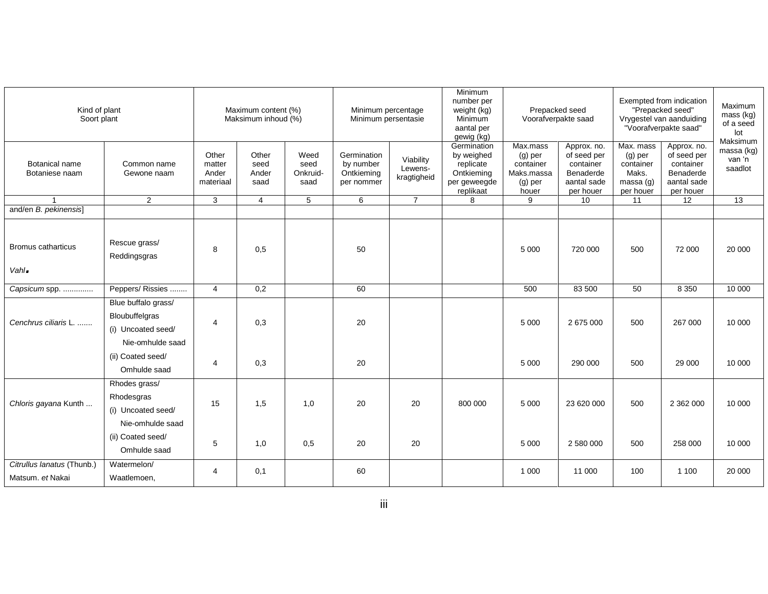| Kind of plant Soort plant | | Maximum content (%) Maksimum inhoud (%) | | | Minimum percentage Minimum persentasie | | Minimum number per weight (kg) Minimum aantal per gewig (kg) | Prepacked seed Voorafverpakte saad | | Exempted from indication "Prepacked seed" Vrygestel van aanduiding "Voorafverpakte saad" | | Maximum mass (kg) of a seed lot Maksimum massa (kg) van 'n saadlot |
|---|---|---|---|---|---|---|---|---|---|---|---|---|
| Botanical name Botaniese naam | Common name Gewone naam | Other matter Ander materiaal | Other seed Ander saad | Weed seed Onkruid-saad | Germination by number Ontkieming per nommer | Viability Lewens-kragtigheid | Germination by weighed replicate Ontkieming per geweegde replikaat | Max.mass (g) per container Maks.massa (g) per houer | Approx. no. of seed per container Benaderde aantal sade per houer | Max. mass (g) per container Maks. massa (g) per houer | Approx. no. of seed per container Benaderde aantal sade per houer | |
| 1 | 2 | 3 | 4 | 5 | 6 | 7 | 8 | 9 | 10 | 11 | 12 | 13 |
| and/en *B. pekinensis*] | | | | | | | | | | | | |
| Bromus catharticus *Vahl*. | Rescue grass/ Reddingsgras | 8 | 0,5 | | 50 | | | 5 000 | 720 000 | 500 | 72 000 | 20 000 |
| *Capsicum* spp. ............. | Peppers/ Rissies ........ | 4 | 0,2 | | 60 | | | 500 | 83 500 | 50 | 8 350 | 10 000 |
| *Cenchrus ciliaris* L. ....... | Blue buffalo grass/ Bloubuffelgras (i) Uncoated seed/ Nie-omhulde saad | 4 | 0,3 | | 20 | | | 5 000 | 2 675 000 | 500 | 267 000 | 10 000 |
| | (ii) Coated seed/ Omhulde saad | 4 | 0,3 | | 20 | | | 5 000 | 290 000 | 500 | 29 000 | 10 000 |
| *Chloris gayana* Kunth ... | Rhodes grass/ Rhodesgras (i) Uncoated seed/ Nie-omhulde saad | 15 | 1,5 | 1,0 | 20 | 20 | 800 000 | 5 000 | 23 620 000 | 500 | 2 362 000 | 10 000 |
| | (ii) Coated seed/ Omhulde saad | 5 | 1,0 | 0,5 | 20 | 20 | | 5 000 | 2 580 000 | 500 | 258 000 | 10 000 |
| *Citrullus lanatus* (Thunb.) Matsum. *et* Nakai | Watermelon/ Waatlemoen, | 4 | 0,1 | | 60 | | | 1 000 | 11 000 | 100 | 1 100 | 20 000 |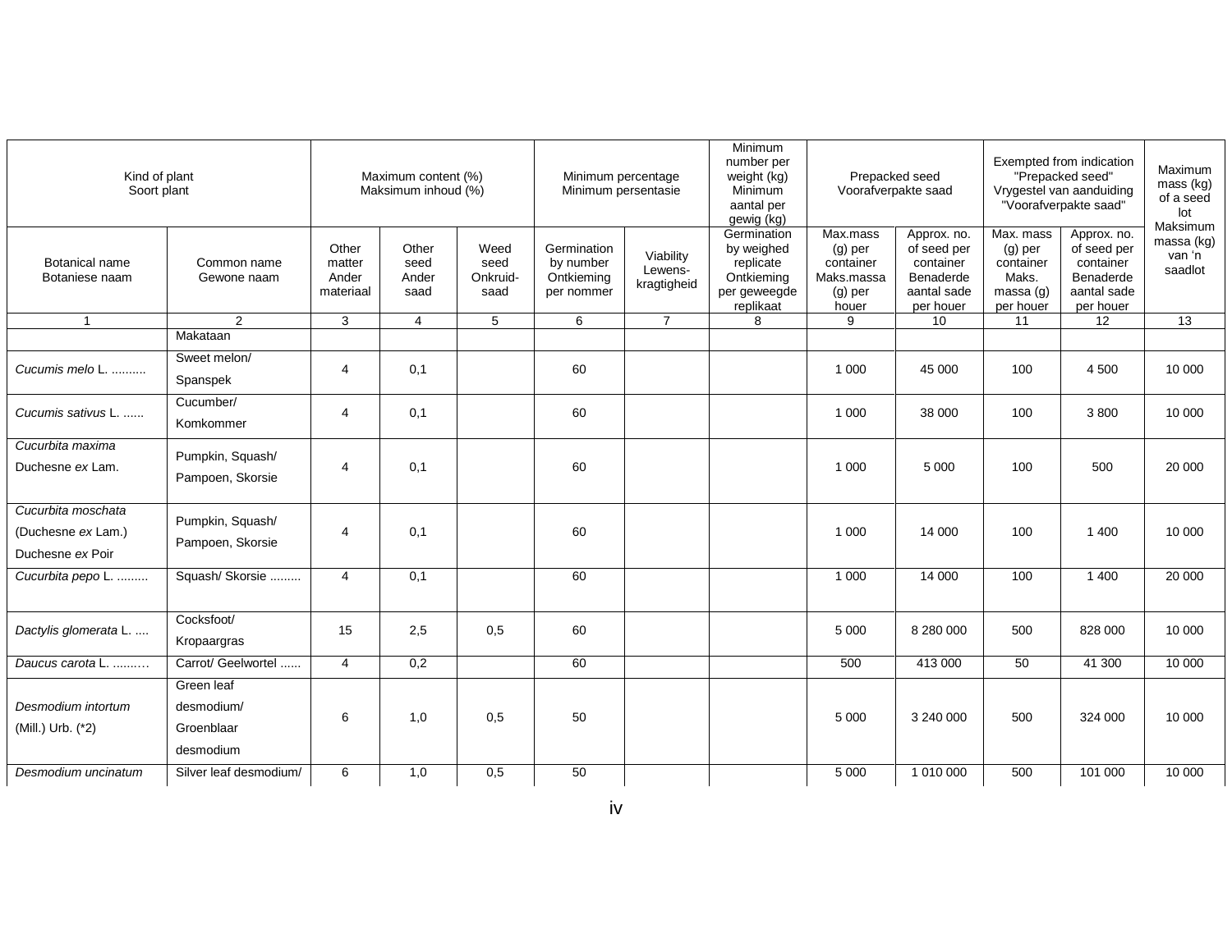| Kind of plant Soort plant | | Maximum content (%) Maksimum inhoud (%) | | | Minimum percentage Minimum persentasie | | Minimum number per weight (kg) Minimum aantal per gewig (kg) | Prepacked seed Voorafverpakte saad | | Exempted from indication "Prepacked seed" Vrygestel van aanduiding "Voorafverpakte saad" | | Maximum mass (kg) of a seed lot Maksimum massa (kg) van 'n saadlot |
|---|---|---|---|---|---|---|---|---|---|---|---|---|
| Botanical name Botaniese naam | Common name Gewone naam | Other matter Ander materiaal | Other seed Ander saad | Weed seed Onkruid-saad | Germination by number Ontkieming per nommer | Viability Lewens-kragtigheid | Germination by weighed replicate Ontkieming per geweegde replikaat | Max.mass (g) per container Maks.massa (g) per houer | Approx. no. of seed per container Benaderde aantal sade per houer | Max. mass (g) per container Maks. massa (g) per houer | Approx. no. of seed per container Benaderde aantal sade per houer | |
| 1 | 2 | 3 | 4 | 5 | 6 | 7 | 8 | 9 | 10 | 11 | 12 | 13 |
| | Makataan | | | | | | | | | | | |
| *Cucumis melo* L. .......... | Sweet melon/ Spanspek | 4 | 0,1 | | 60 | | | 1 000 | 45 000 | 100 | 4 500 | 10 000 |
| *Cucumis sativus* L. ...... | Cucumber/ Komkommer | 4 | 0,1 | | 60 | | | 1 000 | 38 000 | 100 | 3 800 | 10 000 |
| *Cucurbita maxima* Duchesne *ex* Lam. | Pumpkin, Squash/ Pampoen, Skorsie | 4 | 0,1 | | 60 | | | 1 000 | 5 000 | 100 | 500 | 20 000 |
| *Cucurbita moschata* (Duchesne *ex* Lam.) Duchesne *ex* Poir | Pumpkin, Squash/ Pampoen, Skorsie | 4 | 0,1 | | 60 | | | 1 000 | 14 000 | 100 | 1 400 | 10 000 |
| *Cucurbita pepo* L. ......... | Squash/ Skorsie ......... | 4 | 0,1 | | 60 | | | 1 000 | 14 000 | 100 | 1 400 | 20 000 |
| *Dactylis glomerata* L. .... | Cocksfoot/ Kropaargras | 15 | 2,5 | 0,5 | 60 | | | 5 000 | 8 280 000 | 500 | 828 000 | 10 000 |
| *Daucus carota* L. ......... | Carrot/ Geelwortel ...... | 4 | 0,2 | | 60 | | | 500 | 413 000 | 50 | 41 300 | 10 000 |
| *Desmodium intortum* (Mill.) Urb. (*2) | Green leaf desmodium/ Groenblaar desmodium | 6 | 1,0 | 0,5 | 50 | | | 5 000 | 3 240 000 | 500 | 324 000 | 10 000 |
| *Desmodium uncinatum* | Silver leaf desmodium/ | 6 | 1,0 | 0,5 | 50 | | | 5 000 | 1 010 000 | 500 | 101 000 | 10 000 |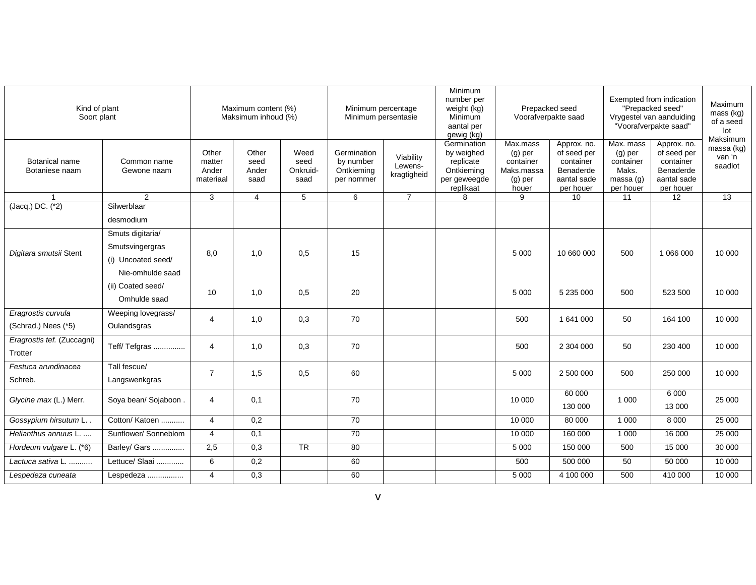| Kind of plant Soort plant | | Maximum content (%) Maksimum inhoud (%) | | | Minimum percentage Minimum persentasie | | Minimum number per weight (kg) Minimum aantal per gewig (kg) | Prepacked seed Voorafverpakte saad | | Exempted from indication "Prepacked seed" Vrygestel van aanduiding "Voorafverpakte saad" | | Maximum mass (kg) of a seed lot Maksimum massa (kg) van 'n saadlot |
|---|---|---|---|---|---|---|---|---|---|---|---|---|
| Botanical name Botaniese naam | Common name Gewone naam | Other matter Ander materiaal | Other seed Ander saad | Weed seed Onkruid-saad | Germination by number Ontkieming per nommer | Viability Lewens-kragtigheid | Germination by weighed replicate Ontkieming per geweegde replikaat | Max.mass (g) per container Maks.massa (g) per houer | Approx. no. of seed per container Benaderde aantal sade per houer | Max. mass (g) per container Maks. massa (g) per houer | Approx. no. of seed per container Benaderde aantal sade per houer | |
| 1 | 2 | 3 | 4 | 5 | 6 | 7 | 8 | 9 | 10 | 11 | 12 | 13 |
| (Jacq.) DC. (*2) | Silwerblaar desmodium | | | | | | | | | | | |
| *Digitara smutsii* Stent | Smuts digitaria/ Smutsvingergras (i) Uncoated seed/ Nie-omhulde saad | 8,0 | 1,0 | 0,5 | 15 | | | 5 000 | 10 660 000 | 500 | 1 066 000 | 10 000 |
| | (ii) Coated seed/ Omhulde saad | 10 | 1,0 | 0,5 | 20 | | | 5 000 | 5 235 000 | 500 | 523 500 | 10 000 |
| *Eragrostis curvula* (Schrad.) Nees (*5) | Weeping lovegrass/ Oulandsgras | 4 | 1,0 | 0,3 | 70 | | | 500 | 1 641 000 | 50 | 164 100 | 10 000 |
| *Eragrostis tef.* (Zuccagni) Trotter | Teff/ Tefgras ............... | 4 | 1,0 | 0,3 | 70 | | | 500 | 2 304 000 | 50 | 230 400 | 10 000 |
| *Festuca arundinacea* Schreb. | Tall fescue/ Langswenkgras | 7 | 1,5 | 0,5 | 60 | | | 5 000 | 2 500 000 | 500 | 250 000 | 10 000 |
| *Glycine max* (L.) Merr. | Soya bean/ Sojaboon . | 4 | 0,1 | | 70 | | | 10 000 | 60 000 130 000 | 1 000 | 6 000 13 000 | 25 000 |
| *Gossypium hirsutum* L. . | Cotton/ Katoen ........... | 4 | 0,2 | | 70 | | | 10 000 | 80 000 | 1 000 | 8 000 | 25 000 |
| *Helianthus annuus* L. .... | Sunflower/ Sonneblom | 4 | 0,1 | | 70 | | | 10 000 | 160 000 | 1 000 | 16 000 | 25 000 |
| *Hordeum vulgare* L. (*6) | Barley/ Gars .............. | 2,5 | 0,3 | TR | 80 | | | 5 000 | 150 000 | 500 | 15 000 | 30 000 |
| *Lactuca sativa* L. ........... | Lettuce/ Slaai ............ | 6 | 0,2 | | 60 | | | 500 | 500 000 | 50 | 50 000 | 10 000 |
| *Lespedeza cuneata* | Lespedeza ................. | 4 | 0,3 | | 60 | | | 5 000 | 4 100 000 | 500 | 410 000 | 10 000 |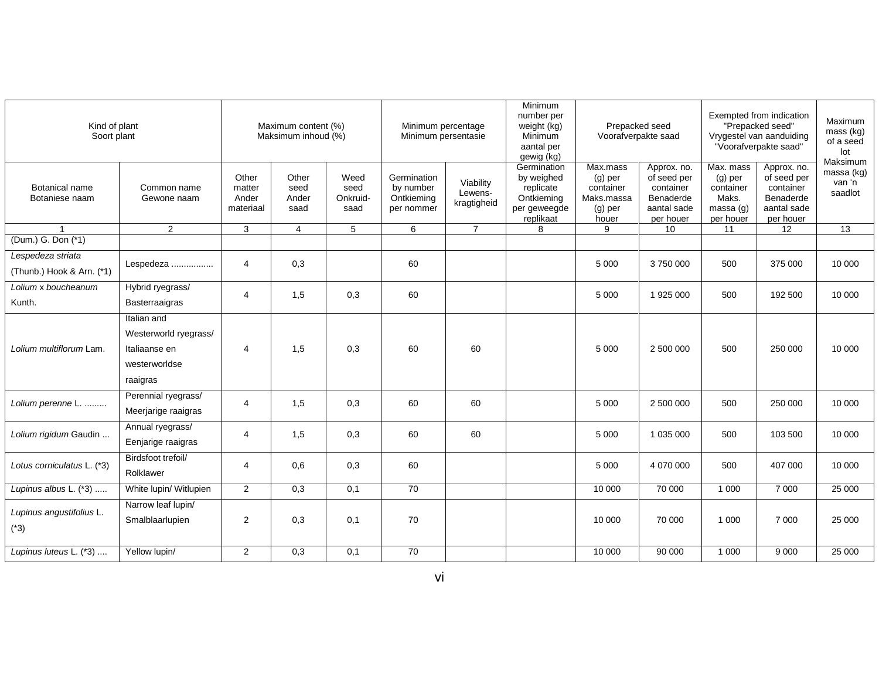| Kind of plant<br>Soort plant | | Maximum content (%)<br>Maksimum inhoud (%) | | | Minimum percentage<br>Minimum persentasie | | Minimum number per weight (kg)<br>Minimum aantal per gewig (kg) | Prepacked seed<br>Voorafverpakte saad | | Exempted from indication "Prepacked seed"<br>Vrygestel van aanduiding "Voorafverpakte saad" | | Maximum mass (kg) of a seed lot<br>Maksimum massa (kg) van 'n saadlot |
|---|---|---|---|---|---|---|---|---|---|---|---|---|
| Botanical name<br>Botaniese naam | Common name<br>Gewone naam | Other matter<br>Ander materiaal | Other seed<br>Ander saad | Weed seed<br>Onkruid-saad | Germination by number<br>Ontkieming per nommer | Viability<br>Lewens-kragtigheid | Germination by weighed replicate<br>Ontkieming per geweegde replikaat | Max.mass (g) per container<br>Maks.massa (g) per houer | Approx. no. of seed per container<br>Benaderde aantal sade per houer | Max. mass (g) per container<br>Maks. massa (g) per houer | Approx. no. of seed per container<br>Benaderde aantal sade per houer | |
| 1 | 2 | 3 | 4 | 5 | 6 | 7 | 8 | 9 | 10 | 11 | 12 | 13 |
| (Dum.) G. Don (*1) | | | | | | | | | | | | |
| *Lespedeza striata* (Thunb.) Hook & Arn. (*1) | Lespedeza ................ | 4 | 0,3 | | 60 | | | 5 000 | 3 750 000 | 500 | 375 000 | 10 000 |
| *Lolium* x *boucheanum* Kunth. | Hybrid ryegrass/ Basterraaigras | 4 | 1,5 | 0,3 | 60 | | | 5 000 | 1 925 000 | 500 | 192 500 | 10 000 |
| *Lolium multiflorum* Lam. | Italian and Westerworld ryegrass/ Italiaanse en westerworldse raaigras | 4 | 1,5 | 0,3 | 60 | 60 | | 5 000 | 2 500 000 | 500 | 250 000 | 10 000 |
| *Lolium perenne* L. ......... | Perennial ryegrass/ Meerjarige raaigras | 4 | 1,5 | 0,3 | 60 | 60 | | 5 000 | 2 500 000 | 500 | 250 000 | 10 000 |
| *Lolium rigidum* Gaudin ... | Annual ryegrass/ Eenjarige raaigras | 4 | 1,5 | 0,3 | 60 | 60 | | 5 000 | 1 035 000 | 500 | 103 500 | 10 000 |
| *Lotus corniculatus* L. (*3) | Birdsfoot trefoil/ Rolklawer | 4 | 0,6 | 0,3 | 60 | | | 5 000 | 4 070 000 | 500 | 407 000 | 10 000 |
| *Lupinus albus* L. (*3) ..... | White lupin/ Witlupien | 2 | 0,3 | 0,1 | 70 | | | 10 000 | 70 000 | 1 000 | 7 000 | 25 000 |
| *Lupinus angustifolius* L. (*3) | Narrow leaf lupin/ Smalblaarlupien | 2 | 0,3 | 0,1 | 70 | | | 10 000 | 70 000 | 1 000 | 7 000 | 25 000 |
| *Lupinus luteus* L. (*3) .... | Yellow lupin/ | 2 | 0,3 | 0,1 | 70 | | | 10 000 | 90 000 | 1 000 | 9 000 | 25 000 |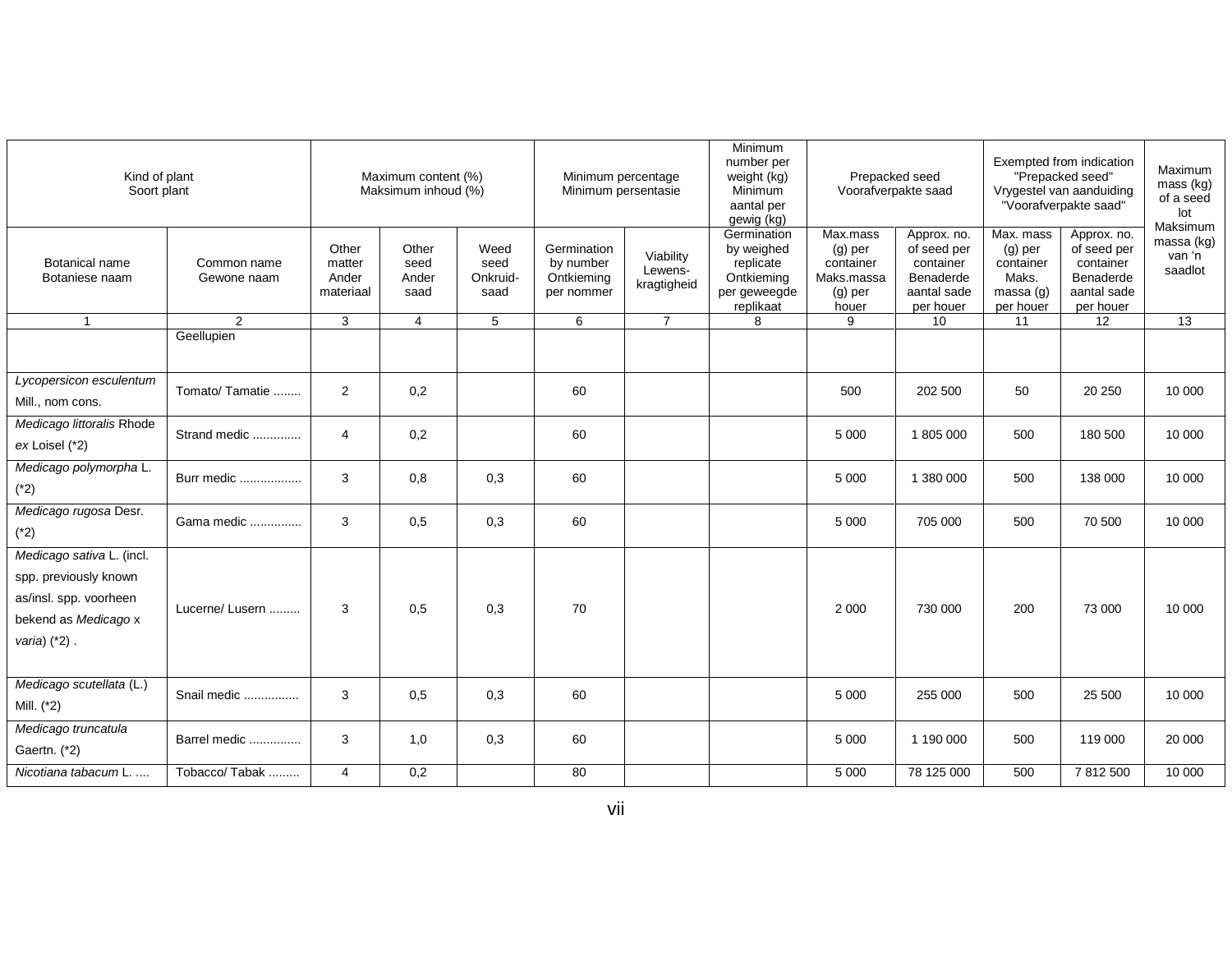| Kind of plant Soort plant | | Maximum content (%) Maksimum inhoud (%) | | | Minimum percentage Minimum persentasie | | Minimum number per weight (kg) Minimum aantal per gewig (kg) | Prepacked seed Voorafverpakte saad | | Exempted from indication "Prepacked seed" Vrygestel van aanduiding "Voorafverpakte saad" | | Maximum mass (kg) of a seed lot Maksimum massa (kg) van 'n saadlot |
|---|---|---|---|---|---|---|---|---|---|---|---|---|
| Botanical name Botaniese naam | Common name Gewone naam | Other matter Ander materiaal | Other seed Ander saad | Weed seed Onkruid-saad | Germination by number Ontkieming per nommer | Viability Lewens-kragtigheid | Germination by weighed replicate Ontkieming per geweegde replikaat | Max.mass (g) per container Maks.massa (g) per houer | Approx. no. of seed per container Benaderde aantal sade per houer | Max. mass (g) per container Maks. massa (g) per houer | Approx. no. of seed per container Benaderde aantal sade per houer | |
| 1 | 2 | 3 | 4 | 5 | 6 | 7 | 8 | 9 | 10 | 11 | 12 | 13 |
| | Geellupien | | | | | | | | | | | |
| *Lycopersicon esculentum* Mill., nom cons. | Tomato/ Tamatie ........ | 2 | 0,2 | | 60 | | | 500 | 202 500 | 50 | 20 250 | 10 000 |
| *Medicago littoralis* Rhode *ex* Loisel (*2) | Strand medic ............. | 4 | 0,2 | | 60 | | | 5 000 | 1 805 000 | 500 | 180 500 | 10 000 |
| *Medicago polymorpha* L. (*2) | Burr medic ................. | 3 | 0,8 | 0,3 | 60 | | | 5 000 | 1 380 000 | 500 | 138 000 | 10 000 |
| *Medicago rugosa* Desr. (*2) | Gama medic .............. | 3 | 0,5 | 0,3 | 60 | | | 5 000 | 705 000 | 500 | 70 500 | 10 000 |
| *Medicago sativa* L. (incl. spp. previously known as/insl. spp. voorheen bekend as *Medicago* x *varia*) (*2) . | Lucerne/ Lusern ......... | 3 | 0,5 | 0,3 | 70 | | | 2 000 | 730 000 | 200 | 73 000 | 10 000 |
| *Medicago scutellata* (L.) Mill. (*2) | Snail medic ................ | 3 | 0,5 | 0,3 | 60 | | | 5 000 | 255 000 | 500 | 25 500 | 10 000 |
| *Medicago truncatula* Gaertn. (*2) | Barrel medic .............. | 3 | 1,0 | 0,3 | 60 | | | 5 000 | 1 190 000 | 500 | 119 000 | 20 000 |
| *Nicotiana tabacum* L. .... | Tobacco/ Tabak ......... | 4 | 0,2 | | 80 | | | 5 000 | 78 125 000 | 500 | 7 812 500 | 10 000 |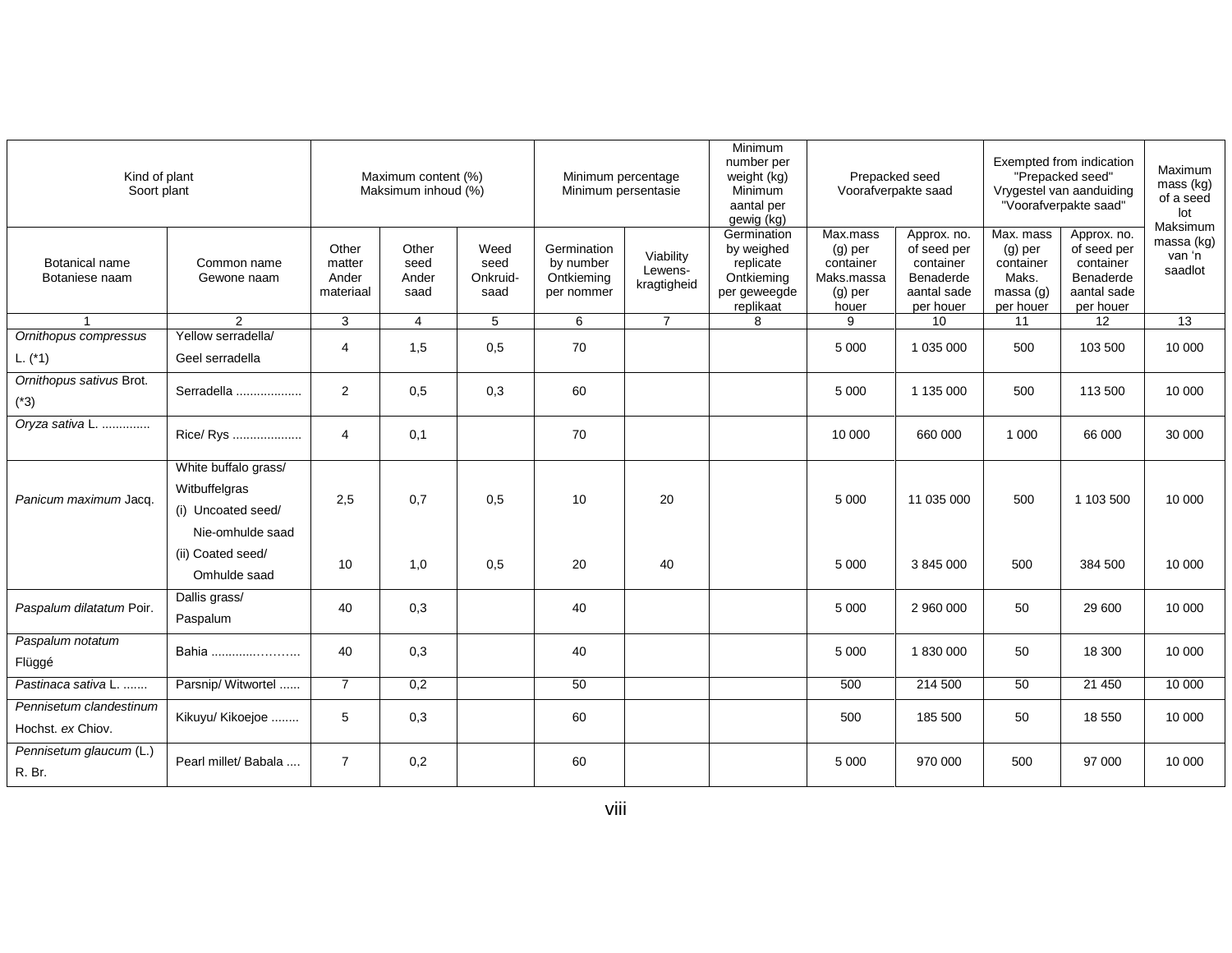| Kind of plant Soort plant | | Maximum content (%) Maksimum inhoud (%) | | | Minimum percentage Minimum persentasie | | Minimum number per weight (kg) Minimum aantal per gewig (kg) | Prepacked seed Voorafverpakte saad | | Exempted from indication "Prepacked seed" Vrygestel van aanduiding "Voorafverpakte saad" | | Maximum mass (kg) of a seed lot Maksimum massa (kg) van 'n saadlot |
|---|---|---|---|---|---|---|---|---|---|---|---|---|
| Botanical name Botaniese naam | Common name Gewone naam | Other matter Ander materiaal | Other seed Ander saad | Weed seed Onkruid-saad | Germination by number Ontkieming per nommer | Viability Lewens-kragtigheid | Germination by weighed replicate Ontkieming per geweegde replikaat | Max.mass (g) per container Maks.massa (g) per houer | Approx. no. of seed per container Benaderde aantal sade per houer | Max. mass (g) per container Maks. massa (g) per houer | Approx. no. of seed per container Benaderde aantal sade per houer | |
| 1 | 2 | 3 | 4 | 5 | 6 | 7 | 8 | 9 | 10 | 11 | 12 | 13 |
| *Ornithopus compressus* L. (*1) | Yellow serradella/ Geel serradella | 4 | 1,5 | 0,5 | 70 | | | 5 000 | 1 035 000 | 500 | 103 500 | 10 000 |
| *Ornithopus sativus* Brot. (*3) | Serradella .................. | 2 | 0,5 | 0,3 | 60 | | | 5 000 | 1 135 000 | 500 | 113 500 | 10 000 |
| *Oryza sativa* L. ............. | Rice/ Rys ................... | 4 | 0,1 | | 70 | | | 10 000 | 660 000 | 1 000 | 66 000 | 30 000 |
| *Panicum maximum* Jacq. | White buffalo grass/ Witbuffelgras (i) Uncoated seed/ Nie-omhulde saad | 2,5 | 0,7 | 0,5 | 10 | 20 | | 5 000 | 11 035 000 | 500 | 1 103 500 | 10 000 |
| | (ii) Coated seed/ Omhulde saad | 10 | 1,0 | 0,5 | 20 | 40 | | 5 000 | 3 845 000 | 500 | 384 500 | 10 000 |
| *Paspalum dilatatum* Poir. | Dallis grass/ Paspalum | 40 | 0,3 | | 40 | | | 5 000 | 2 960 000 | 50 | 29 600 | 10 000 |
| *Paspalum notatum* Flüggé | Bahia ............………... | 40 | 0,3 | | 40 | | | 5 000 | 1 830 000 | 50 | 18 300 | 10 000 |
| *Pastinaca sativa* L. ....... | Parsnip/ Witwortel ...... | 7 | 0,2 | | 50 | | | 500 | 214 500 | 50 | 21 450 | 10 000 |
| *Pennisetum clandestinum* Hochst. *ex* Chiov. | Kikuyu/ Kikoejoe ........ | 5 | 0,3 | | 60 | | | 500 | 185 500 | 50 | 18 550 | 10 000 |
| *Pennisetum glaucum* (L.) R. Br. | Pearl millet/ Babala .... | 7 | 0,2 | | 60 | | | 5 000 | 970 000 | 500 | 97 000 | 10 000 |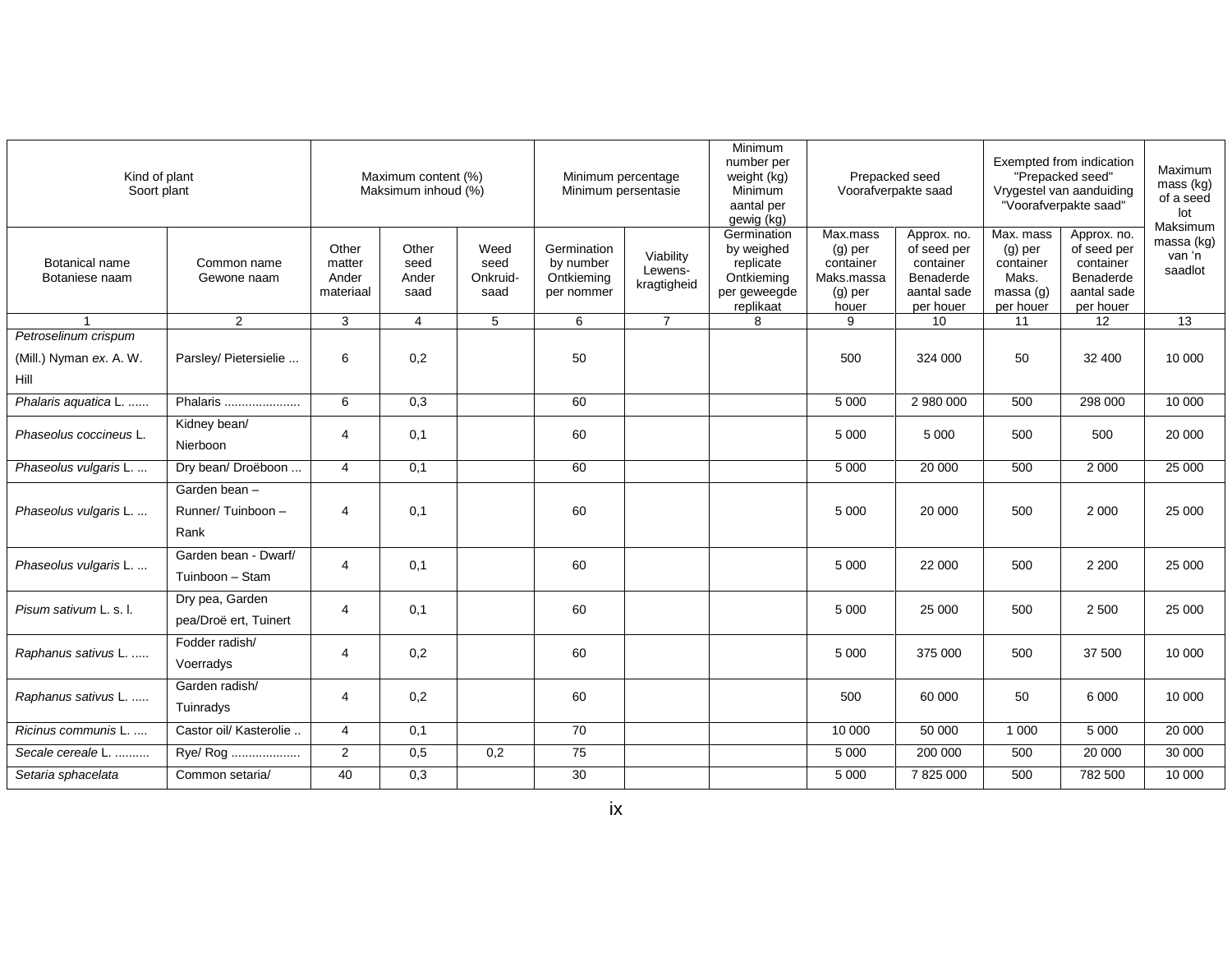| Kind of plant Soort plant | | Maximum content (%) Maksimum inhoud (%) | | | Minimum percentage Minimum persentasie | | Minimum number per weight (kg) Minimum aantal per gewig (kg) | Prepacked seed Voorafverpakte saad | | Exempted from indication "Prepacked seed" Vrygestel van aanduiding "Voorafverpakte saad" | | Maximum mass (kg) of a seed lot Maksimum massa (kg) van 'n saadlot |
|---|---|---|---|---|---|---|---|---|---|---|---|---|
| Botanical name Botaniese naam | Common name Gewone naam | Other matter Ander materiaal | Other seed Ander saad | Weed seed Onkruid-saad | Germination by number Ontkieming per nommer | Viability Lewens-kragtigheid | Germination by weighed replicate Ontkieming per geweegde replikaat | Max.mass (g) per container Maks.massa (g) per houer | Approx. no. of seed per container Benaderde aantal sade per houer | Max. mass (g) per container Maks. massa (g) per houer | Approx. no. of seed per container Benaderde aantal sade per houer | |
| 1 | 2 | 3 | 4 | 5 | 6 | 7 | 8 | 9 | 10 | 11 | 12 | 13 |
| *Petroselinum crispum* (Mill.) Nyman *ex*. A. W. Hill | Parsley/ Pietersielie ... | 6 | 0,2 | | 50 | | | 500 | 324 000 | 50 | 32 400 | 10 000 |
| *Phalaris aquatica* L. ...... | Phalaris ..................... | 6 | 0,3 | | 60 | | | 5 000 | 2 980 000 | 500 | 298 000 | 10 000 |
| *Phaseolus coccineus* L. | Kidney bean/ Nierboon | 4 | 0,1 | | 60 | | | 5 000 | 5 000 | 500 | 500 | 20 000 |
| *Phaseolus vulgaris* L. ... | Dry bean/ Droëboon ... | 4 | 0,1 | | 60 | | | 5 000 | 20 000 | 500 | 2 000 | 25 000 |
| *Phaseolus vulgaris* L. ... | Garden bean – Runner/ Tuinboon – Rank | 4 | 0,1 | | 60 | | | 5 000 | 20 000 | 500 | 2 000 | 25 000 |
| *Phaseolus vulgaris* L. ... | Garden bean - Dwarf/ Tuinboon – Stam | 4 | 0,1 | | 60 | | | 5 000 | 22 000 | 500 | 2 200 | 25 000 |
| *Pisum sativum* L. s. l. | Dry pea, Garden pea/Droë ert, Tuinert | 4 | 0,1 | | 60 | | | 5 000 | 25 000 | 500 | 2 500 | 25 000 |
| *Raphanus sativus* L. ..... | Fodder radish/ Voerradys | 4 | 0,2 | | 60 | | | 5 000 | 375 000 | 500 | 37 500 | 10 000 |
| *Raphanus sativus* L. ..... | Garden radish/ Tuinradys | 4 | 0,2 | | 60 | | | 500 | 60 000 | 50 | 6 000 | 10 000 |
| *Ricinus communis* L. .... | Castor oil/ Kasterolie .. | 4 | 0,1 | | 70 | | | 10 000 | 50 000 | 1 000 | 5 000 | 20 000 |
| *Secale cereale* L. .......... | Rye/ Rog .................... | 2 | 0,5 | 0,2 | 75 | | | 5 000 | 200 000 | 500 | 20 000 | 30 000 |
| *Setaria sphacelata* | Common setaria/ | 40 | 0,3 | | 30 | | | 5 000 | 7 825 000 | 500 | 782 500 | 10 000 |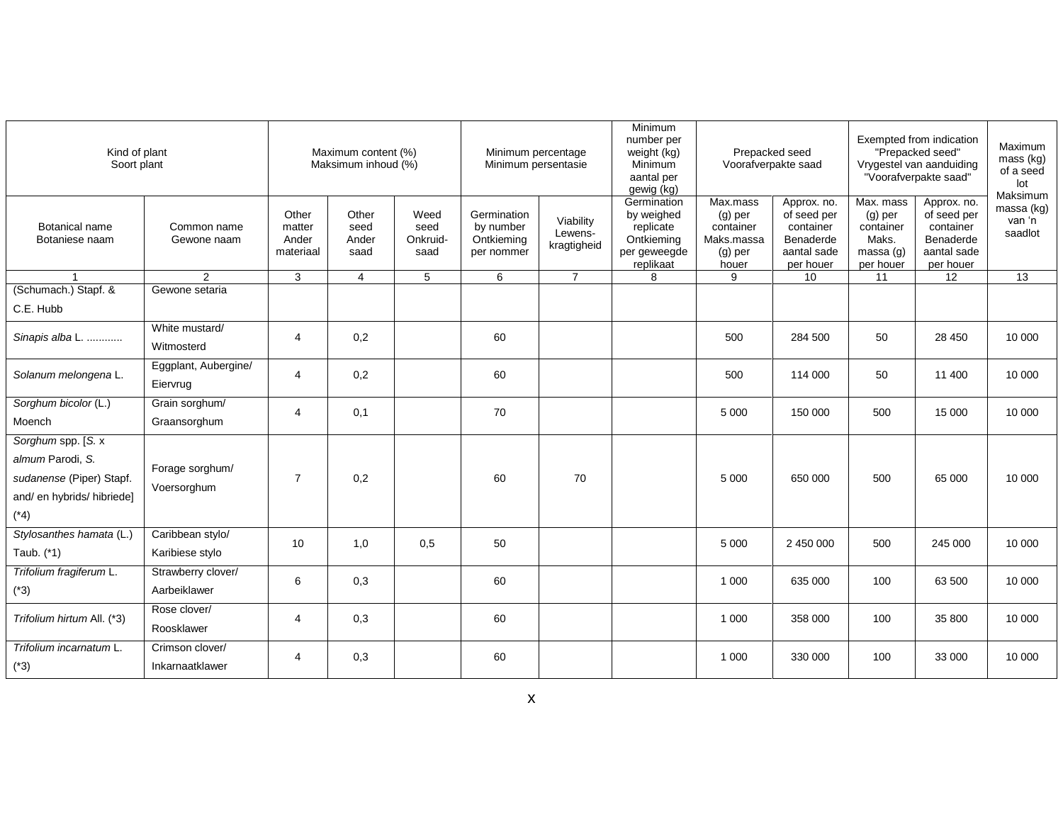| Kind of plant Soort plant | | Maximum content (%) Maksimum inhoud (%) | | | Minimum percentage Minimum persentasie | | Minimum number per weight (kg) Minimum aantal per gewig (kg) | Prepacked seed Voorafverpakte saad | | Exempted from indication "Prepacked seed" Vrygestel van aanduiding "Voorafverpakte saad" | | Maximum mass (kg) of a seed lot Maksimum massa (kg) van 'n saadlot |
|---|---|---|---|---|---|---|---|---|---|---|---|---|
| Botanical name Botaniese naam | Common name Gewone naam | Other matter Ander materiaal | Other seed Ander saad | Weed seed Onkruid-saad | Germination by number Ontkieming per nommer | Viability Lewens-kragtigheid | Germination by weighed replicate Ontkieming per geweegde replikaat | Max.mass (g) per container Maks.massa (g) per houer | Approx. no. of seed per container Benaderde aantal sade per houer | Max. mass (g) per container Maks. massa (g) per houer | Approx. no. of seed per container Benaderde aantal sade per houer | |
| 1 | 2 | 3 | 4 | 5 | 6 | 7 | 8 | 9 | 10 | 11 | 12 | 13 |
| (Schumach.) Stapf. & C.E. Hubb | Gewone setaria | | | | | | | | | | | |
| *Sinapis alba* L. ........... | White mustard/ Witmosterd | 4 | 0,2 | | 60 | | | 500 | 284 500 | 50 | 28 450 | 10 000 |
| *Solanum melongena* L. | Eggplant, Aubergine/ Eiervrug | 4 | 0,2 | | 60 | | | 500 | 114 000 | 50 | 11 400 | 10 000 |
| *Sorghum bicolor* (L.) Moench | Grain sorghum/ Graansorghum | 4 | 0,1 | | 70 | | | 5 000 | 150 000 | 500 | 15 000 | 10 000 |
| *Sorghum* spp. [*S.* x *almum* Parodi, *S. sudanense* (Piper) Stapf. and/ en hybrids/ hibriede] (*4) | Forage sorghum/ Voersorghum | 7 | 0,2 | | 60 | 70 | | 5 000 | 650 000 | 500 | 65 000 | 10 000 |
| *Stylosanthes hamata* (L.) Taub. (*1) | Caribbean stylo/ Karibiese stylo | 10 | 1,0 | 0,5 | 50 | | | 5 000 | 2 450 000 | 500 | 245 000 | 10 000 |
| *Trifolium fragiferum* L. (*3) | Strawberry clover/ Aarbeiklawer | 6 | 0,3 | | 60 | | | 1 000 | 635 000 | 100 | 63 500 | 10 000 |
| *Trifolium hirtum* All. (*3) | Rose clover/ Roosklawer | 4 | 0,3 | | 60 | | | 1 000 | 358 000 | 100 | 35 800 | 10 000 |
| *Trifolium incarnatum* L. (*3) | Crimson clover/ Inkarnaatklawer | 4 | 0,3 | | 60 | | | 1 000 | 330 000 | 100 | 33 000 | 10 000 |

x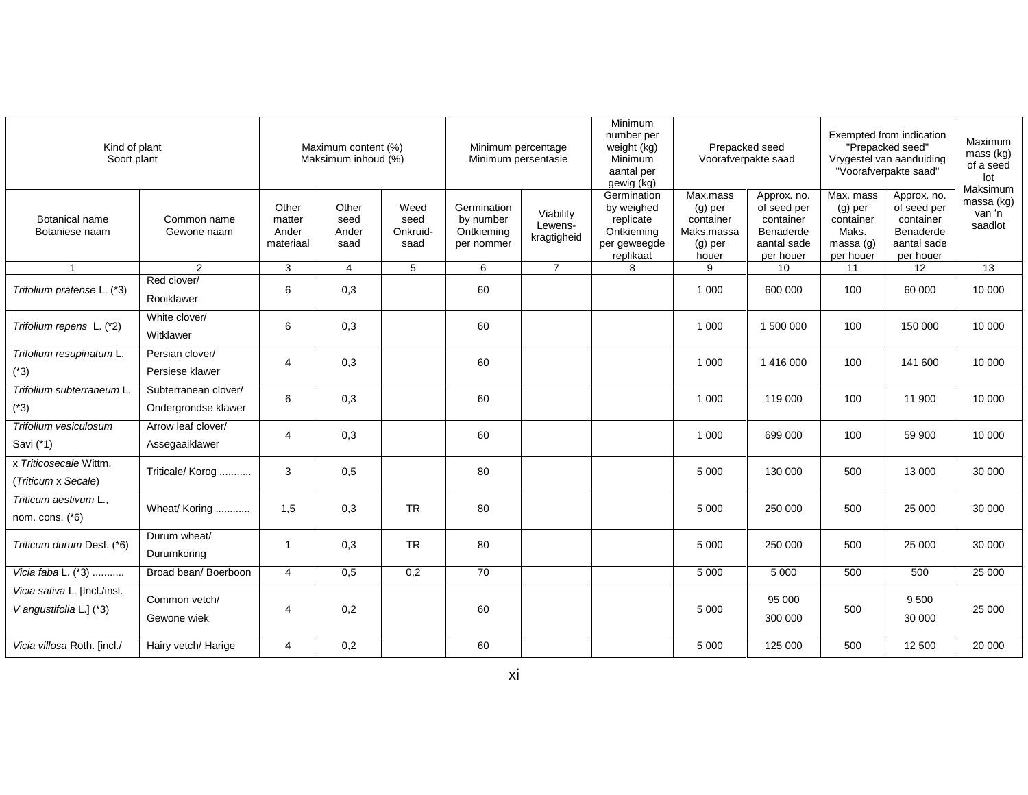| Kind of plant Soort plant | | Maximum content (%) Maksimum inhoud (%) | | | Minimum percentage Minimum persentasie | | Minimum number per weight (kg) Minimum aantal per gewig (kg) | Prepacked seed Voorafverpakte saad | | Exempted from indication "Prepacked seed" Vrygestel van aanduiding "Voorafverpakte saad" | | Maximum mass (kg) of a seed lot Maksimum massa (kg) van 'n saadlot |
|---|---|---|---|---|---|---|---|---|---|---|---|---|
| Botanical name Botaniese naam | Common name Gewone naam | Other matter Ander materiaal | Other seed Ander saad | Weed seed Onkruid-saad | Germination by number Ontkieming per nommer | Viability Lewens-kragtigheid | Germination by weighed replicate Ontkieming per geweegde replikaat | Max.mass (g) per container Maks.massa (g) per houer | Approx. no. of seed per container Benaderde aantal sade per houer | Max. mass (g) per container Maks. massa (g) per houer | Approx. no. of seed per container Benaderde aantal sade per houer | |
| 1 | 2 | 3 | 4 | 5 | 6 | 7 | 8 | 9 | 10 | 11 | 12 | 13 |
| *Trifolium pratense* L. (*3) | Red clover/ Rooiklawer | 6 | 0,3 | | 60 | | | 1 000 | 600 000 | 100 | 60 000 | 10 000 |
| *Trifolium repens* L. (*2) | White clover/ Witklawer | 6 | 0,3 | | 60 | | | 1 000 | 1 500 000 | 100 | 150 000 | 10 000 |
| *Trifolium resupinatum* L. (*3) | Persian clover/ Persiese klawer | 4 | 0,3 | | 60 | | | 1 000 | 1 416 000 | 100 | 141 600 | 10 000 |
| *Trifolium subterraneum* L. (*3) | Subterranean clover/ Ondergrondse klawer | 6 | 0,3 | | 60 | | | 1 000 | 119 000 | 100 | 11 900 | 10 000 |
| *Trifolium vesiculosum* Savi (*1) | Arrow leaf clover/ Assegaaiklawer | 4 | 0,3 | | 60 | | | 1 000 | 699 000 | 100 | 59 900 | 10 000 |
| x *Triticosecale* Wittm. (*Triticum* x *Secale*) | Triticale/ Korog ........... | 3 | 0,5 | | 80 | | | 5 000 | 130 000 | 500 | 13 000 | 30 000 |
| *Triticum aestivum* L., nom. cons. (*6) | Wheat/ Koring ............ | 1,5 | 0,3 | TR | 80 | | | 5 000 | 250 000 | 500 | 25 000 | 30 000 |
| *Triticum durum* Desf. (*6) | Durum wheat/ Durumkoring | 1 | 0,3 | TR | 80 | | | 5 000 | 250 000 | 500 | 25 000 | 30 000 |
| *Vicia faba* L. (*3) ........... | Broad bean/ Boerboon | 4 | 0,5 | 0,2 | 70 | | | 5 000 | 5 000 | 500 | 500 | 25 000 |
| *Vicia sativa* L. [Incl./insl. *V angustifolia* L.] (*3) | Common vetch/ Gewone wiek | 4 | 0,2 | | 60 | | | 5 000 | 95 000 300 000 | 500 | 9 500 30 000 | 25 000 |
| *Vicia villosa* Roth. [incl./ | Hairy vetch/ Harige | 4 | 0,2 | | 60 | | | 5 000 | 125 000 | 500 | 12 500 | 20 000 |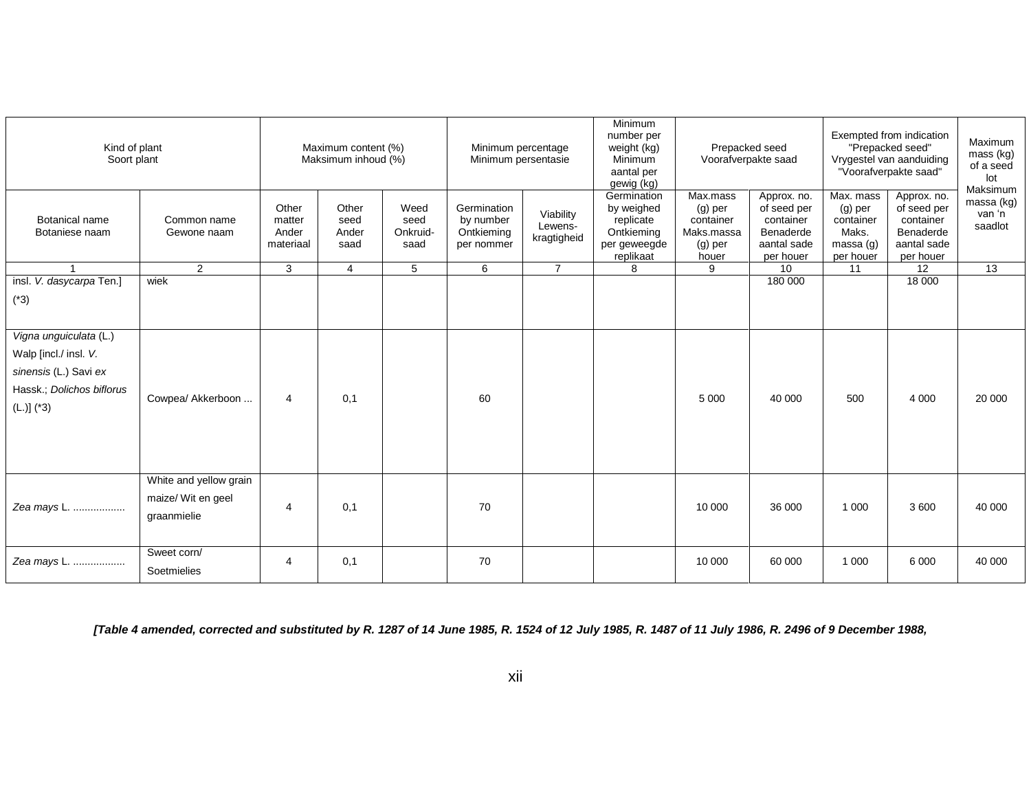| Kind of plant Soort plant | | Maximum content (%) Maksimum inhoud (%) | | | Minimum percentage Minimum persentasie | | Minimum number per weight (kg) Minimum aantal per gewig (kg) | Prepacked seed Voorafverpakte saad | | Exempted from indication "Prepacked seed" Vrygestel van aanduiding "Voorafverpakte saad" | | Maximum mass (kg) of a seed lot Maksimum massa (kg) van 'n saadlot |
|---|---|---|---|---|---|---|---|---|---|---|---|---|
| Botanical name Botaniese naam | Common name Gewone naam | Other matter Ander materiaal | Other seed Ander saad | Weed seed Onkruid-saad | Germination by number Ontkieming per nommer | Viability Lewens-kragtigheid | Germination by weighed replicate Ontkieming per geweegde replikaat | Max.mass (g) per container Maks.massa (g) per houer | Approx. no. of seed per container Benaderde aantal sade per houer | Max. mass (g) per container Maks. massa (g) per houer | Approx. no. of seed per container Benaderde aantal sade per houer | |
| 1 | 2 | 3 | 4 | 5 | 6 | 7 | 8 | 9 | 10 | 11 | 12 | 13 |
| insl. *V. dasycarpa* Ten.] (*3) | wiek | | | | | | | | 180 000 | | 18 000 | |
| *Vigna unguiculata* (L.) Walp [incl./ insl. *V. sinensis* (L.) Savi *ex* Hassk.; *Dolichos biflorus* (L.)] (*3) | Cowpea/ Akkerboon ... | 4 | 0,1 | | 60 | | | 5 000 | 40 000 | 500 | 4 000 | 20 000 |
| *Zea mays* L. .................. | White and yellow grain maize/ Wit en geel graanmielie | 4 | 0,1 | | 70 | | | 10 000 | 36 000 | 1 000 | 3 600 | 40 000 |
| *Zea mays* L. .................. | Sweet corn/ Soetmielies | 4 | 0,1 | | 70 | | | 10 000 | 60 000 | 1 000 | 6 000 | 40 000 |

***[Table 4 amended, corrected and substituted by R. 1287 of 14 June 1985, R. 1524 of 12 July 1985, R. 1487 of 11 July 1986, R. 2496 of 9 December 1988,***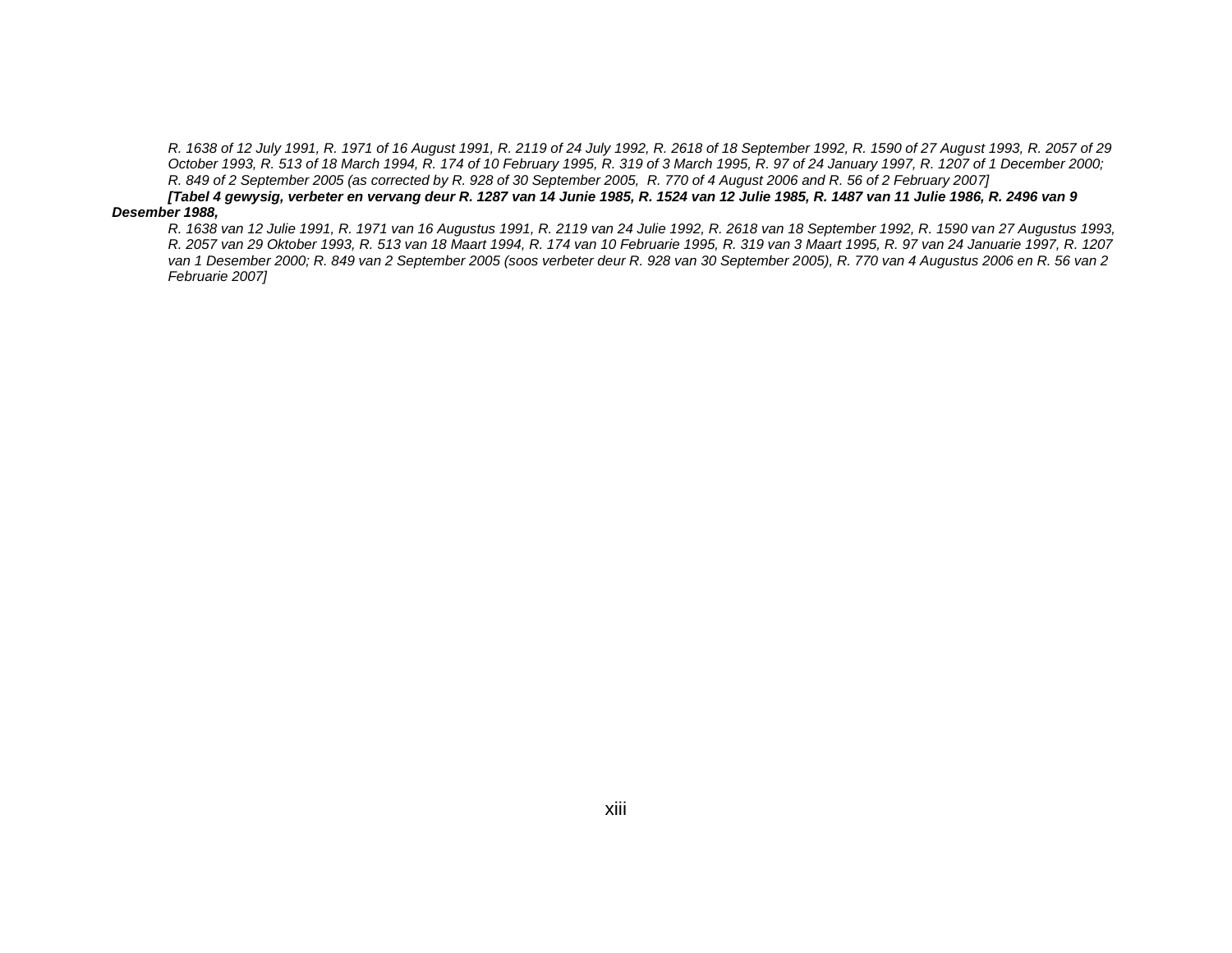*R. 1638 of 12 July 1991, R. 1971 of 16 August 1991, R. 2119 of 24 July 1992, R. 2618 of 18 September 1992, R. 1590 of 27 August 1993, R. 2057 of 29 October 1993, R. 513 of 18 March 1994, R. 174 of 10 February 1995, R. 319 of 3 March 1995, R. 97 of 24 January 1997, R. 1207 of 1 December 2000; R. 849 of 2 September 2005 (as corrected by R. 928 of 30 September 2005, R. 770 of 4 August 2006 and R. 56 of 2 February 2007]*

***[Tabel 4 gewysig, verbeter en vervang deur R. 1287 van 14 Junie 1985, R. 1524 van 12 Julie 1985, R. 1487 van 11 Julie 1986, R. 2496 van 9 Desember 1988,***

*R. 1638 van 12 Julie 1991, R. 1971 van 16 Augustus 1991, R. 2119 van 24 Julie 1992, R. 2618 van 18 September 1992, R. 1590 van 27 Augustus 1993, R. 2057 van 29 Oktober 1993, R. 513 van 18 Maart 1994, R. 174 van 10 Februarie 1995, R. 319 van 3 Maart 1995, R. 97 van 24 Januarie 1997, R. 1207 van 1 Desember 2000; R. 849 van 2 September 2005 (soos verbeter deur R. 928 van 30 September 2005), R. 770 van 4 Augustus 2006 en R. 56 van 2 Februarie 2007]*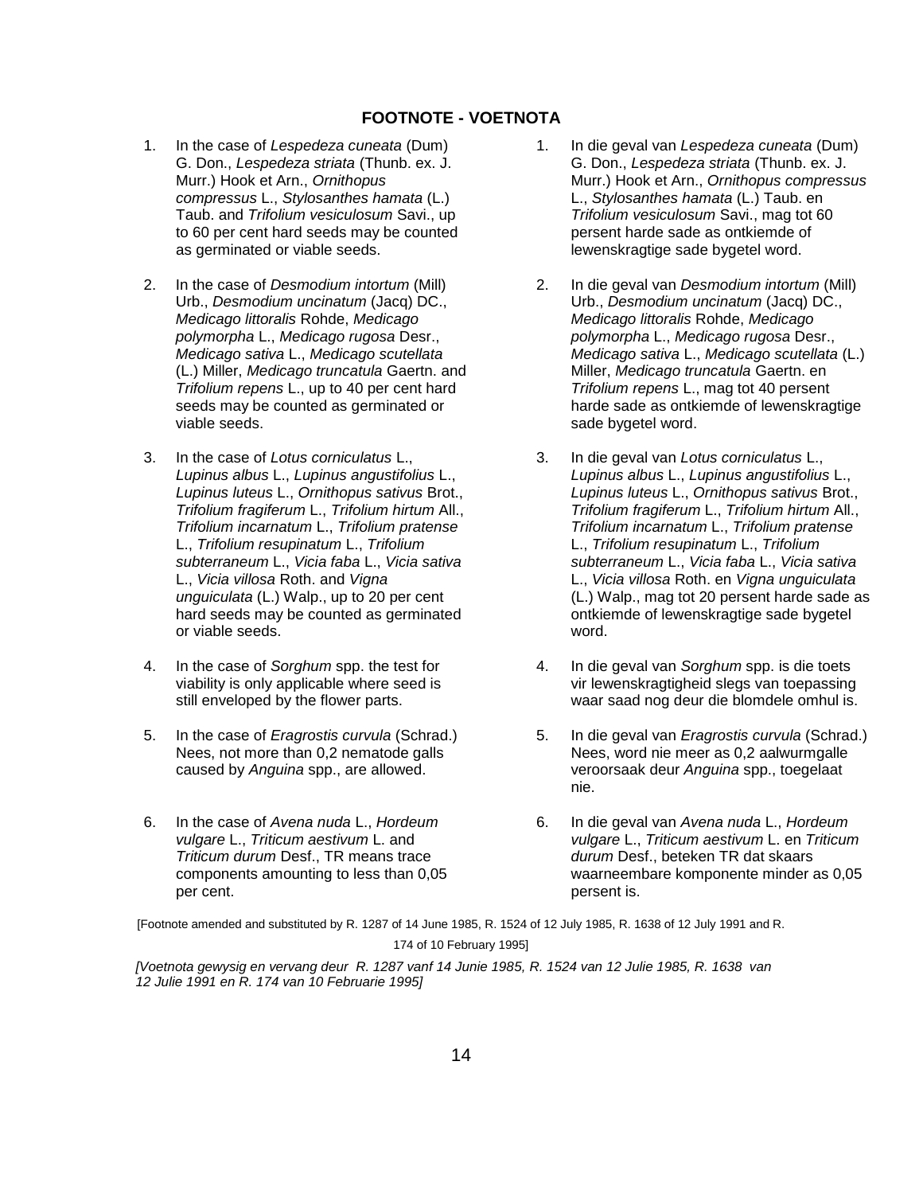## FOOTNOTE - VOETNOTA

1. In the case of *Lespedeza cuneata* (Dum) G. Don., *Lespedeza striata* (Thunb. ex. J. Murr.) Hook et Arn., *Ornithopus compressus* L., *Stylosanthes hamata* (L.) Taub. and *Trifolium vesiculosum* Savi., up to 60 per cent hard seeds may be counted as germinated or viable seeds.

2. In the case of *Desmodium intortum* (Mill) Urb., *Desmodium uncinatum* (Jacq) DC., *Medicago littoralis* Rohde, *Medicago polymorpha* L., *Medicago rugosa* Desr., *Medicago sativa* L., *Medicago scutellata* (L.) Miller, *Medicago truncatula* Gaertn. and *Trifolium repens* L., up to 40 per cent hard seeds may be counted as germinated or viable seeds.

3. In the case of *Lotus corniculatus* L., *Lupinus albus* L., *Lupinus angustifolius* L., *Lupinus luteus* L., *Ornithopus sativus* Brot., *Trifolium fragiferum* L., *Trifolium hirtum* All., *Trifolium incarnatum* L., *Trifolium pratense* L., *Trifolium resupinatum* L., *Trifolium subterraneum* L., *Vicia faba* L., *Vicia sativa* L., *Vicia villosa* Roth. and *Vigna unguiculata* (L.) Walp., up to 20 per cent hard seeds may be counted as germinated or viable seeds.

4. In the case of *Sorghum* spp. the test for viability is only applicable where seed is still enveloped by the flower parts.

5. In the case of *Eragrostis curvula* (Schrad.) Nees, not more than 0,2 nematode galls caused by *Anguina* spp., are allowed.

6. In the case of *Avena nuda* L., *Hordeum vulgare* L., *Triticum aestivum* L. and *Triticum durum* Desf., TR means trace components amounting to less than 0,05 per cent.

1. In die geval van *Lespedeza cuneata* (Dum) G. Don., *Lespedeza striata* (Thunb. ex. J. Murr.) Hook et Arn., *Ornithopus compressus* L., *Stylosanthes hamata* (L.) Taub. en *Trifolium vesiculosum* Savi., mag tot 60 persent harde sade as ontkiemde of lewenskragtige sade bygetel word.

2. In die geval van *Desmodium intortum* (Mill) Urb., *Desmodium uncinatum* (Jacq) DC., *Medicago littoralis* Rohde, *Medicago polymorpha* L., *Medicago rugosa* Desr., *Medicago sativa* L., *Medicago scutellata* (L.) Miller, *Medicago truncatula* Gaertn. en *Trifolium repens* L., mag tot 40 persent harde sade as ontkiemde of lewenskragtige sade bygetel word.

3. In die geval van *Lotus corniculatus* L., *Lupinus albus* L., *Lupinus angustifolius* L., *Lupinus luteus* L., *Ornithopus sativus* Brot., *Trifolium fragiferum* L., *Trifolium hirtum* All., *Trifolium incarnatum* L., *Trifolium pratense* L., *Trifolium resupinatum* L., *Trifolium subterraneum* L., *Vicia faba* L., *Vicia sativa* L., *Vicia villosa* Roth. en *Vigna unguiculata* (L.) Walp., mag tot 20 persent harde sade as ontkiemde of lewenskragtige sade bygetel word.

4. In die geval van *Sorghum* spp. is die toets vir lewenskragtigheid slegs van toepassing waar saad nog deur die blomdele omhul is.

5. In die geval van *Eragrostis curvula* (Schrad.) Nees, word nie meer as 0,2 aalwurmgalle veroorsaak deur *Anguina* spp., toegelaat nie.

6. In die geval van *Avena nuda* L., *Hordeum vulgare* L., *Triticum aestivum* L. en *Triticum durum* Desf., beteken TR dat skaars waarneembare komponente minder as 0,05 persent is.

[Footnote amended and substituted by R. 1287 of 14 June 1985, R. 1524 of 12 July 1985, R. 1638 of 12 July 1991 and R. 174 of 10 February 1995]

*[Voetnota gewysig en vervang deur R. 1287 vanf 14 Junie 1985, R. 1524 van 12 Julie 1985, R. 1638 van 12 Julie 1991 en R. 174 van 10 Februarie 1995]*